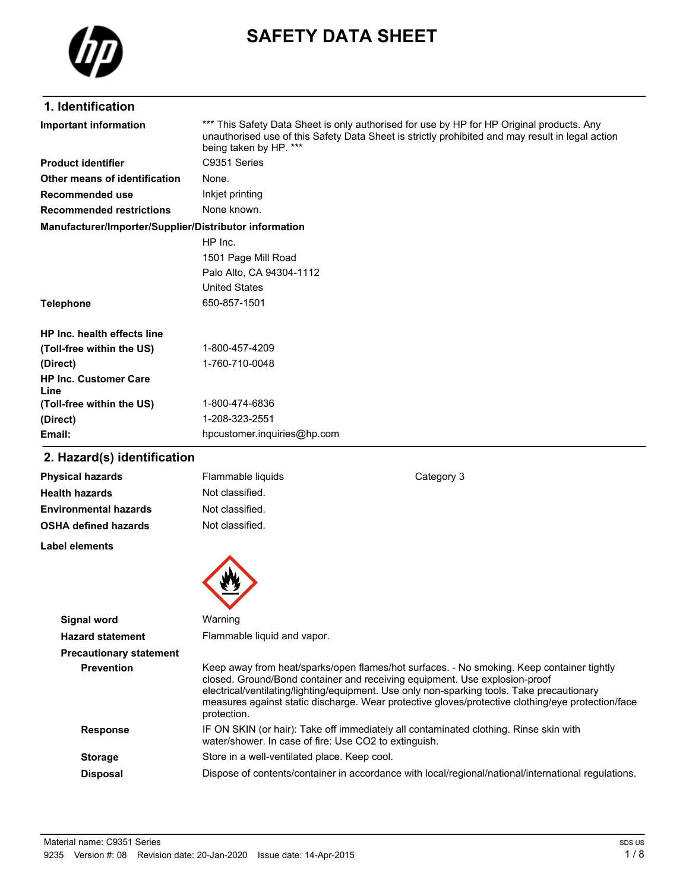# SAFETY DATA SHEET

## 1. Identification

**Important information** *** This Safety Data Sheet is only authorised for use by HP for HP Original products. Any unauthorised use of this Safety Data Sheet is strictly prohibited and may result in legal action being taken by HP. ***

**Product identifier** C9351 Series

**Other means of identification** None.

**Recommended use** Inkjet printing

**Recommended restrictions** None known.

**Manufacturer/Importer/Supplier/Distributor information**

HP Inc.
1501 Page Mill Road
Palo Alto, CA 94304-1112
United States

**Telephone** 650-857-1501

**HP Inc. health effects line**

**(Toll-free within the US)** 1-800-457-4209

**(Direct)** 1-760-710-0048

**HP Inc. Customer Care Line**

**(Toll-free within the US)** 1-800-474-6836

**(Direct)** 1-208-323-2551

**Email:** hpcustomer.inquiries@hp.com

## 2. Hazard(s) identification

**Physical hazards** Flammable liquids Category 3

**Health hazards** Not classified.

**Environmental hazards** Not classified.

**OSHA defined hazards** Not classified.

**Label elements**

**Signal word** Warning

**Hazard statement** Flammable liquid and vapor.

**Precautionary statement**

**Prevention** Keep away from heat/sparks/open flames/hot surfaces. - No smoking. Keep container tightly closed. Ground/Bond container and receiving equipment. Use explosion-proof electrical/ventilating/lighting/equipment. Use only non-sparking tools. Take precautionary measures against static discharge. Wear protective gloves/protective clothing/eye protection/face protection.

**Response** IF ON SKIN (or hair): Take off immediately all contaminated clothing. Rinse skin with water/shower. In case of fire: Use $CO_2$ to extinguish.

**Storage** Store in a well-ventilated place. Keep cool.

**Disposal** Dispose of contents/container in accordance with local/regional/national/international regulations.

Material name: C9351 Series
9235 Version #: 08 Revision date: 20-Jan-2020 Issue date: 14-Apr-2015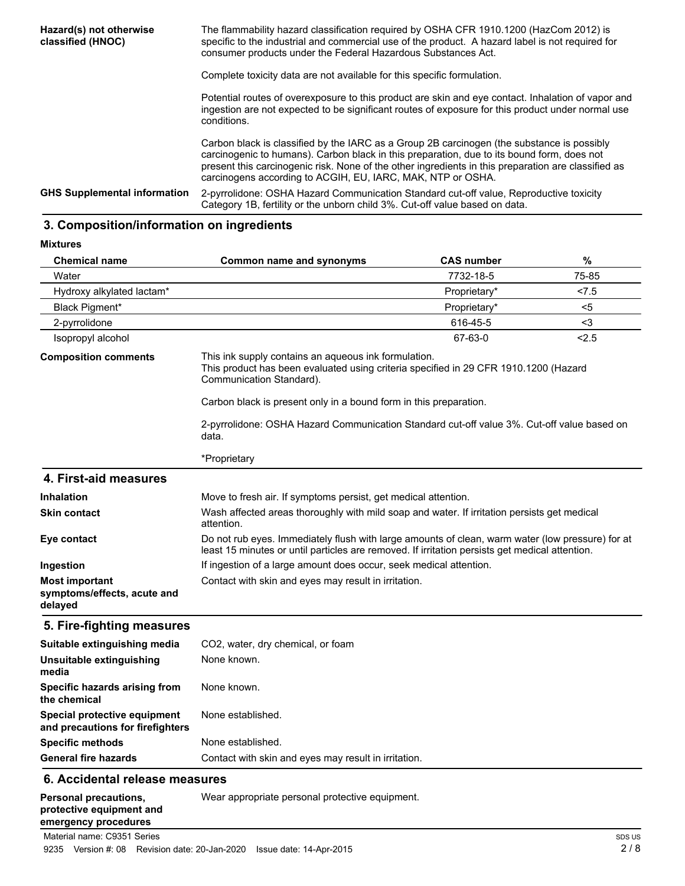**Hazard(s) not otherwise classified (HNOC)**

The flammability hazard classification required by OSHA CFR 1910.1200 (HazCom 2012) is specific to the industrial and commercial use of the product. A hazard label is not required for consumer products under the Federal Hazardous Substances Act.

Complete toxicity data are not available for this specific formulation.

Potential routes of overexposure to this product are skin and eye contact. Inhalation of vapor and ingestion are not expected to be significant routes of exposure for this product under normal use conditions.

Carbon black is classified by the IARC as a Group 2B carcinogen (the substance is possibly carcinogenic to humans). Carbon black in this preparation, due to its bound form, does not present this carcinogenic risk. None of the other ingredients in this preparation are classified as carcinogens according to ACGIH, EU, IARC, MAK, NTP or OSHA.

**GHS Supplemental information**

2-pyrrolidone: OSHA Hazard Communication Standard cut-off value, Reproductive toxicity Category 1B, fertility or the unborn child 3%. Cut-off value based on data.

## 3. Composition/information on ingredients

**Mixtures**

| Chemical name | Common name and synonyms | CAS number | % |
|---|---|---|---|
| Water | | 7732-18-5 | 75-85 |
| Hydroxy alkylated lactam* | | Proprietary* | <7.5 |
| Black Pigment* | | Proprietary* | <5 |
| 2-pyrrolidone | | 616-45-5 | <3 |
| Isopropyl alcohol | | 67-63-0 | <2.5 |

**Composition comments**

This ink supply contains an aqueous ink formulation.
This product has been evaluated using criteria specified in 29 CFR 1910.1200 (Hazard Communication Standard).

Carbon black is present only in a bound form in this preparation.

2-pyrrolidone: OSHA Hazard Communication Standard cut-off value 3%. Cut-off value based on data.

*Proprietary

## 4. First-aid measures

**Inhalation**
Move to fresh air. If symptoms persist, get medical attention.

**Skin contact**
Wash affected areas thoroughly with mild soap and water. If irritation persists get medical attention.

**Eye contact**
Do not rub eyes. Immediately flush with large amounts of clean, warm water (low pressure) for at least 15 minutes or until particles are removed. If irritation persists get medical attention.

**Ingestion**
If ingestion of a large amount does occur, seek medical attention.

**Most important symptoms/effects, acute and delayed**
Contact with skin and eyes may result in irritation.

## 5. Fire-fighting measures

**Suitable extinguishing media**
$CO_2$, water, dry chemical, or foam

**Unsuitable extinguishing media**
None known.

**Specific hazards arising from the chemical**
None known.

**Special protective equipment and precautions for firefighters**
None established.

**Specific methods**
None established.

**General fire hazards**
Contact with skin and eyes may result in irritation.

## 6. Accidental release measures

**Personal precautions, protective equipment and emergency procedures**
Wear appropriate personal protective equipment.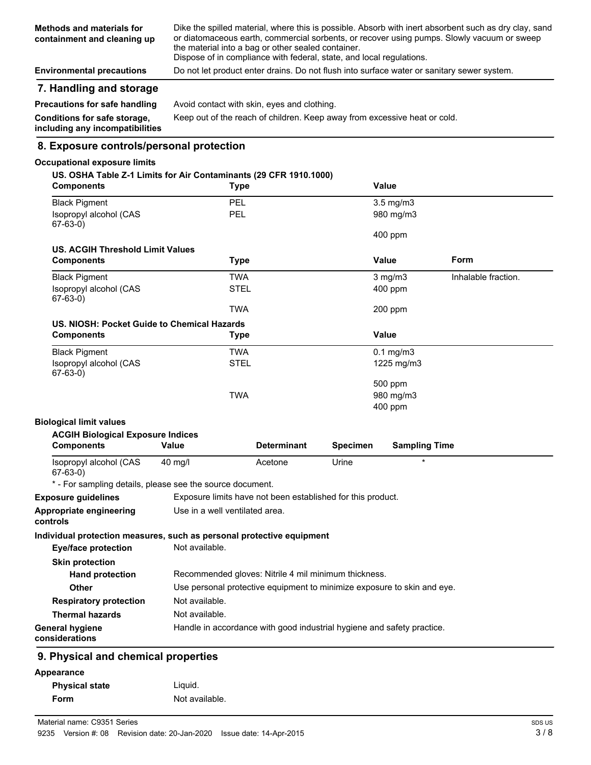| | |
|---|---|
| **Methods and materials for containment and cleaning up** | Dike the spilled material, where this is possible. Absorb with inert absorbent such as dry clay, sand or diatomaceous earth, commercial sorbents, or recover using pumps. Slowly vacuum or sweep the material into a bag or other sealed container. Dispose of in compliance with federal, state, and local regulations. |
| **Environmental precautions** | Do not let product enter drains. Do not flush into surface water or sanitary sewer system. |

## 7. Handling and storage

| | |
|---|---|
| **Precautions for safe handling** | Avoid contact with skin, eyes and clothing. |
| **Conditions for safe storage, including any incompatibilities** | Keep out of the reach of children. Keep away from excessive heat or cold. |

## 8. Exposure controls/personal protection

**Occupational exposure limits**

**US. OSHA Table Z-1 Limits for Air Contaminants (29 CFR 1910.1000)**

| Components | Type | Value |
|---|---|---|
| Black Pigment | PEL | 3.5 mg/m3 |
| Isopropyl alcohol (CAS 67-63-0) | PEL | 980 mg/m3 |
| | | 400 ppm |

**US. ACGIH Threshold Limit Values**

| Components | Type | Value | Form |
|---|---|---|---|
| Black Pigment | TWA | 3 mg/m3 | Inhalable fraction. |
| Isopropyl alcohol (CAS 67-63-0) | STEL | 400 ppm | |
| | TWA | 200 ppm | |

**US. NIOSH: Pocket Guide to Chemical Hazards**

| Components | Type | Value |
|---|---|---|
| Black Pigment | TWA | 0.1 mg/m3 |
| Isopropyl alcohol (CAS 67-63-0) | STEL | 1225 mg/m3 |
| | | 500 ppm |
| | TWA | 980 mg/m3 |
| | | 400 ppm |

**Biological limit values**

**ACGIH Biological Exposure Indices**

| Components | Value | Determinant | Specimen | Sampling Time |
|---|---|---|---|---|
| Isopropyl alcohol (CAS 67-63-0) | 40 mg/l | Acetone | Urine | * |

\* - For sampling details, please see the source document.

| | |
|---|---|
| **Exposure guidelines** | Exposure limits have not been established for this product. |
| **Appropriate engineering controls** | Use in a well ventilated area. |

**Individual protection measures, such as personal protective equipment**

| | |
|---|---|
| **Eye/face protection** | Not available. |
| **Skin protection** | |
| **Hand protection** | Recommended gloves: Nitrile 4 mil minimum thickness. |
| **Other** | Use personal protective equipment to minimize exposure to skin and eye. |
| **Respiratory protection** | Not available. |
| **Thermal hazards** | Not available. |
| **General hygiene considerations** | Handle in accordance with good industrial hygiene and safety practice. |

## 9. Physical and chemical properties

**Appearance**

| | |
|---|---|
| **Physical state** | Liquid. |
| **Form** | Not available. |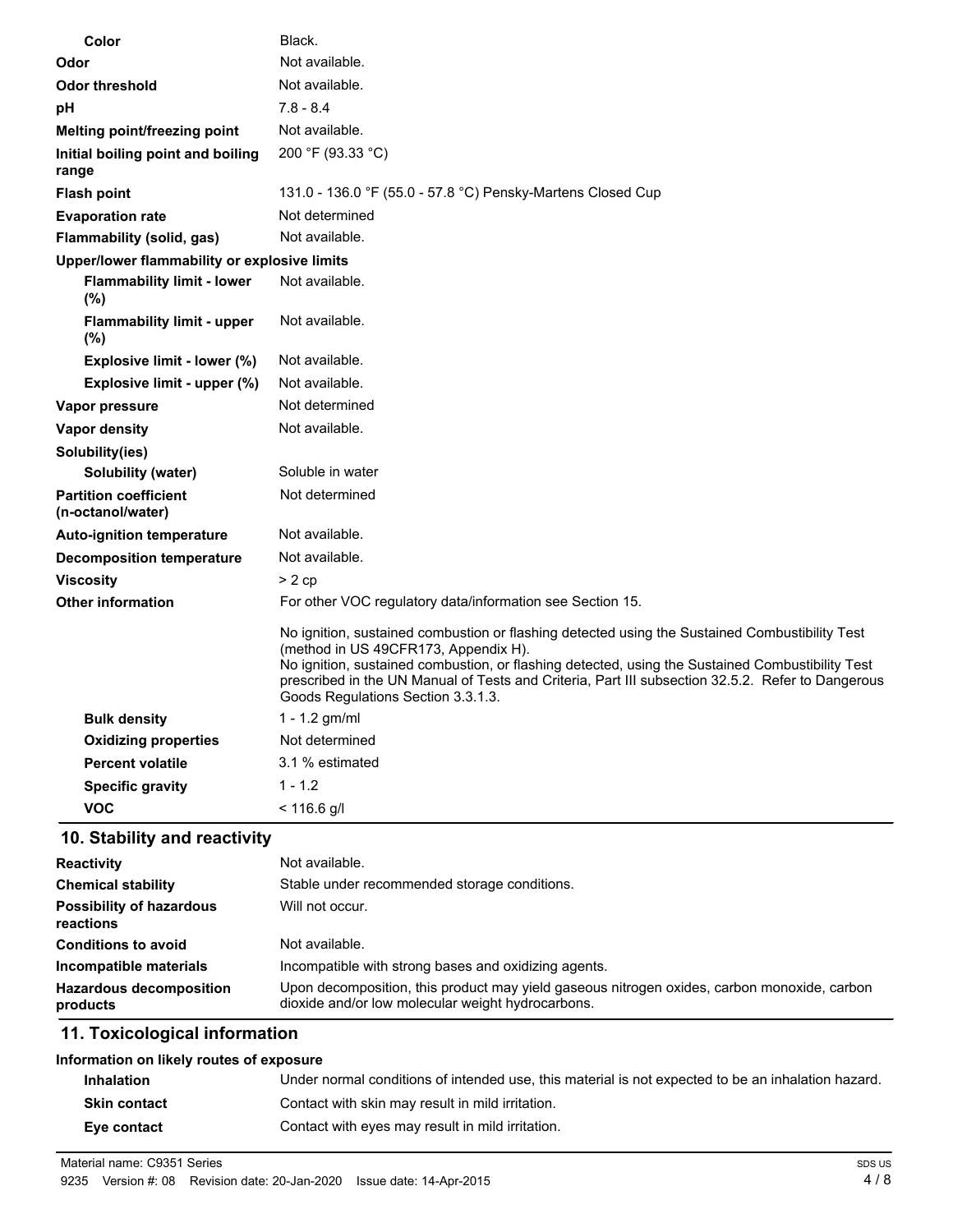| | |
|---|---|
| **Color** | Black. |
| **Odor** | Not available. |
| **Odor threshold** | Not available. |
| **pH** | 7.8 - 8.4 |
| **Melting point/freezing point** | Not available. |
| **Initial boiling point and boiling range** | 200 °F (93.33 °C) |
| **Flash point** | 131.0 - 136.0 °F (55.0 - 57.8 °C) Pensky-Martens Closed Cup |
| **Evaporation rate** | Not determined |
| **Flammability (solid, gas)** | Not available. |
| **Upper/lower flammability or explosive limits** | |
| **Flammability limit - lower (%)** | Not available. |
| **Flammability limit - upper (%)** | Not available. |
| **Explosive limit - lower (%)** | Not available. |
| **Explosive limit - upper (%)** | Not available. |
| **Vapor pressure** | Not determined |
| **Vapor density** | Not available. |
| **Solubility(ies)** | |
| **Solubility (water)** | Soluble in water |
| **Partition coefficient (n-octanol/water)** | Not determined |
| **Auto-ignition temperature** | Not available. |
| **Decomposition temperature** | Not available. |
| **Viscosity** | > 2 cp |
| **Other information** | For other VOC regulatory data/information see Section 15. |
| | No ignition, sustained combustion or flashing detected using the Sustained Combustibility Test (method in US 49CFR173, Appendix H). No ignition, sustained combustion, or flashing detected, using the Sustained Combustibility Test prescribed in the UN Manual of Tests and Criteria, Part III subsection 32.5.2. Refer to Dangerous Goods Regulations Section 3.3.1.3. |
| **Bulk density** | 1 - 1.2 gm/ml |
| **Oxidizing properties** | Not determined |
| **Percent volatile** | 3.1 % estimated |
| **Specific gravity** | 1 - 1.2 |
| **VOC** | < 116.6 g/l |

## 10. Stability and reactivity

| | |
|---|---|
| **Reactivity** | Not available. |
| **Chemical stability** | Stable under recommended storage conditions. |
| **Possibility of hazardous reactions** | Will not occur. |
| **Conditions to avoid** | Not available. |
| **Incompatible materials** | Incompatible with strong bases and oxidizing agents. |
| **Hazardous decomposition products** | Upon decomposition, this product may yield gaseous nitrogen oxides, carbon monoxide, carbon dioxide and/or low molecular weight hydrocarbons. |

## 11. Toxicological information

**Information on likely routes of exposure**

| | |
|---|---|
| **Inhalation** | Under normal conditions of intended use, this material is not expected to be an inhalation hazard. |
| **Skin contact** | Contact with skin may result in mild irritation. |
| **Eye contact** | Contact with eyes may result in mild irritation. |

Material name: C9351 Series

9235 Version #: 08 Revision date: 20-Jan-2020 Issue date: 14-Apr-2015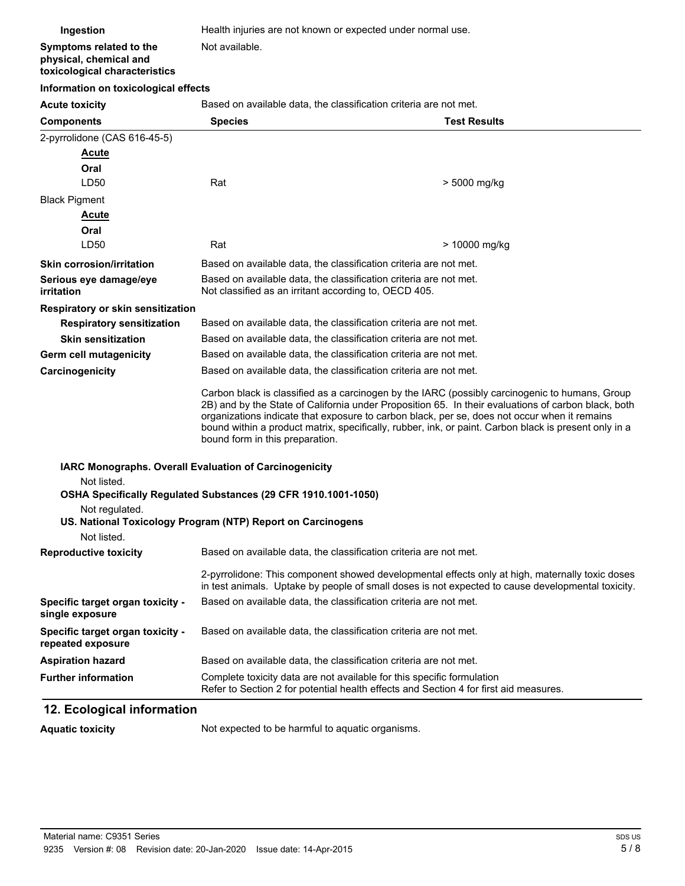| | |
|---|---|
| **Ingestion** | Health injuries are not known or expected under normal use. |
| **Symptoms related to the physical, chemical and toxicological characteristics** | Not available. |

### Information on toxicological effects

**Acute toxicity** Based on available data, the classification criteria are not met.

| Components | Species | Test Results |
|---|---|---|
| 2-pyrrolidone (CAS 616-45-5) | | |
| **Acute** | | |
| **Oral** | | |
| LD50 | Rat | > 5000 mg/kg |
| Black Pigment | | |
| **Acute** | | |
| **Oral** | | |
| LD50 | Rat | > 10000 mg/kg |

| | |
|---|---|
| **Skin corrosion/irritation** | Based on available data, the classification criteria are not met. |
| **Serious eye damage/eye irritation** | Based on available data, the classification criteria are not met. Not classified as an irritant according to, OECD 405. |
| **Respiratory or skin sensitization** | |
| **Respiratory sensitization** | Based on available data, the classification criteria are not met. |
| **Skin sensitization** | Based on available data, the classification criteria are not met. |
| **Germ cell mutagenicity** | Based on available data, the classification criteria are not met. |
| **Carcinogenicity** | Based on available data, the classification criteria are not met. |

Carbon black is classified as a carcinogen by the IARC (possibly carcinogenic to humans, Group 2B) and by the State of California under Proposition 65. In their evaluations of carbon black, both organizations indicate that exposure to carbon black, per se, does not occur when it remains bound within a product matrix, specifically, rubber, ink, or paint. Carbon black is present only in a bound form in this preparation.

**IARC Monographs. Overall Evaluation of Carcinogenicity**

Not listed.

**OSHA Specifically Regulated Substances (29 CFR 1910.1001-1050)**

Not regulated.

**US. National Toxicology Program (NTP) Report on Carcinogens**

Not listed.

| | |
|---|---|
| **Reproductive toxicity** | Based on available data, the classification criteria are not met.<br><br>2-pyrrolidone: This component showed developmental effects only at high, maternally toxic doses in test animals. Uptake by people of small doses is not expected to cause developmental toxicity. |
| **Specific target organ toxicity - single exposure** | Based on available data, the classification criteria are not met. |
| **Specific target organ toxicity - repeated exposure** | Based on available data, the classification criteria are not met. |
| **Aspiration hazard** | Based on available data, the classification criteria are not met. |
| **Further information** | Complete toxicity data are not available for this specific formulation<br>Refer to Section 2 for potential health effects and Section 4 for first aid measures. |

## 12. Ecological information

**Aquatic toxicity** Not expected to be harmful to aquatic organisms.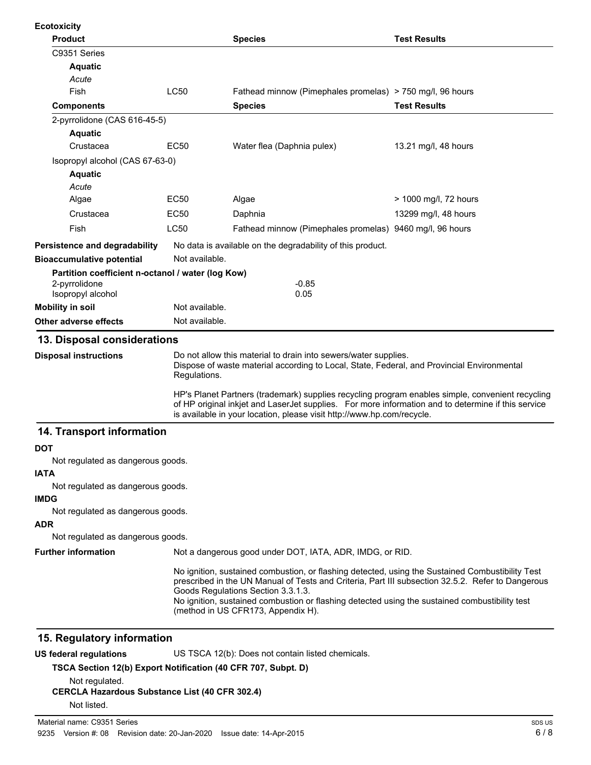**Ecotoxicity**

| Product | | Species | Test Results |
|---|---|---|---|
| C9351 Series | | | |
| **Aquatic** | | | |
| *Acute* | | | |
| Fish | LC50 | Fathead minnow (Pimephales promelas) | > 750 mg/l, 96 hours |
| **Components** | | **Species** | **Test Results** |
| 2-pyrrolidone (CAS 616-45-5) | | | |
| **Aquatic** | | | |
| Crustacea | EC50 | Water flea (Daphnia pulex) | 13.21 mg/l, 48 hours |
| Isopropyl alcohol (CAS 67-63-0) | | | |
| **Aquatic** | | | |
| *Acute* | | | |
| Algae | EC50 | Algae | > 1000 mg/l, 72 hours |
| Crustacea | EC50 | Daphnia | 13299 mg/l, 48 hours |
| Fish | LC50 | Fathead minnow (Pimephales promelas) | 9460 mg/l, 96 hours |

**Persistence and degradability** No data is available on the degradability of this product.

**Bioaccumulative potential** Not available.

**Partition coefficient n-octanol / water (log Kow)**

| | |
|---|---|
| 2-pyrrolidone | -0.85 |
| Isopropyl alcohol | 0.05 |

**Mobility in soil** Not available.

**Other adverse effects** Not available.

## 13. Disposal considerations

**Disposal instructions**

Do not allow this material to drain into sewers/water supplies.
Dispose of waste material according to Local, State, Federal, and Provincial Environmental Regulations.

HP's Planet Partners (trademark) supplies recycling program enables simple, convenient recycling of HP original inkjet and LaserJet supplies. For more information and to determine if this service is available in your location, please visit http://www.hp.com/recycle.

## 14. Transport information

**DOT**

Not regulated as dangerous goods.

**IATA**

Not regulated as dangerous goods.

**IMDG**

Not regulated as dangerous goods.

**ADR**

Not regulated as dangerous goods.

**Further information**

Not a dangerous good under DOT, IATA, ADR, IMDG, or RID.

No ignition, sustained combustion, or flashing detected, using the Sustained Combustibility Test prescribed in the UN Manual of Tests and Criteria, Part III subsection 32.5.2. Refer to Dangerous Goods Regulations Section 3.3.1.3.
No ignition, sustained combustion or flashing detected using the sustained combustibility test (method in US CFR173, Appendix H).

## 15. Regulatory information

**US federal regulations** US TSCA 12(b): Does not contain listed chemicals.

**TSCA Section 12(b) Export Notification (40 CFR 707, Subpt. D)**

Not regulated.

**CERCLA Hazardous Substance List (40 CFR 302.4)**

Not listed.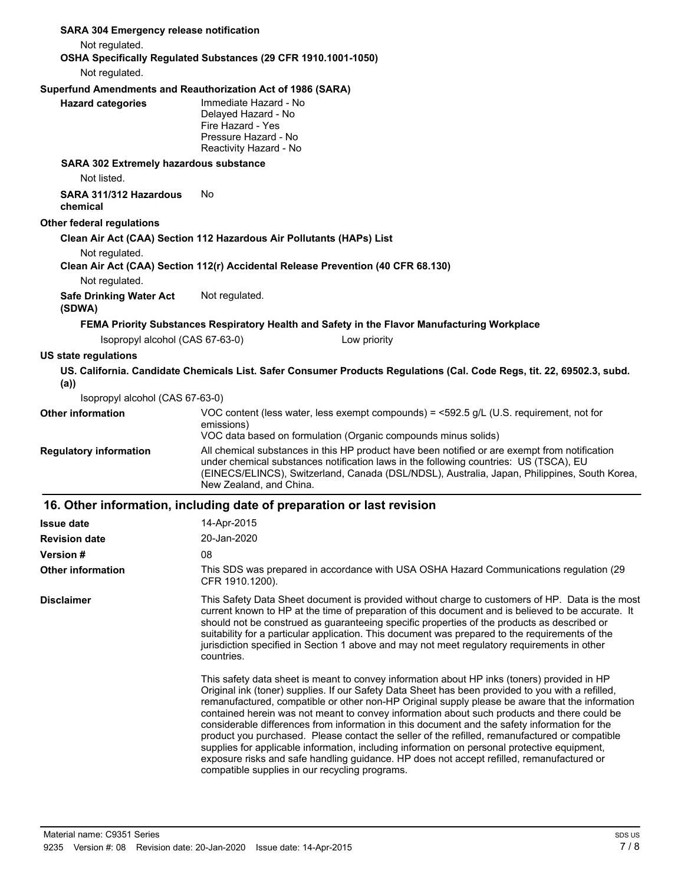**SARA 304 Emergency release notification**

Not regulated.

**OSHA Specifically Regulated Substances (29 CFR 1910.1001-1050)**

Not regulated.

**Superfund Amendments and Reauthorization Act of 1986 (SARA)**

**Hazard categories**
Immediate Hazard - No
Delayed Hazard - No
Fire Hazard - Yes
Pressure Hazard - No
Reactivity Hazard - No

**SARA 302 Extremely hazardous substance**

Not listed.

**SARA 311/312 Hazardous chemical** No

**Other federal regulations**

**Clean Air Act (CAA) Section 112 Hazardous Air Pollutants (HAPs) List**

Not regulated.

**Clean Air Act (CAA) Section 112(r) Accidental Release Prevention (40 CFR 68.130)**

Not regulated.

**Safe Drinking Water Act (SDWA)** Not regulated.

**FEMA Priority Substances Respiratory Health and Safety in the Flavor Manufacturing Workplace**

Isopropyl alcohol (CAS 67-63-0) Low priority

**US state regulations**

**US. California. Candidate Chemicals List. Safer Consumer Products Regulations (Cal. Code Regs, tit. 22, 69502.3, subd. (a))**

Isopropyl alcohol (CAS 67-63-0)

**Other information**
VOC content (less water, less exempt compounds) = <592.5 g/L (U.S. requirement, not for emissions)
VOC data based on formulation (Organic compounds minus solids)

**Regulatory information**
All chemical substances in this HP product have been notified or are exempt from notification under chemical substances notification laws in the following countries: US (TSCA), EU (EINECS/ELINCS), Switzerland, Canada (DSL/NDSL), Australia, Japan, Philippines, South Korea, New Zealand, and China.

## 16. Other information, including date of preparation or last revision

**Issue date** 14-Apr-2015

**Revision date** 20-Jan-2020

**Version #** 08

**Other information** This SDS was prepared in accordance with USA OSHA Hazard Communications regulation (29 CFR 1910.1200).

**Disclaimer**
This Safety Data Sheet document is provided without charge to customers of HP. Data is the most current known to HP at the time of preparation of this document and is believed to be accurate. It should not be construed as guaranteeing specific properties of the products as described or suitability for a particular application. This document was prepared to the requirements of the jurisdiction specified in Section 1 above and may not meet regulatory requirements in other countries.

This safety data sheet is meant to convey information about HP inks (toners) provided in HP Original ink (toner) supplies. If our Safety Data Sheet has been provided to you with a refilled, remanufactured, compatible or other non-HP Original supply please be aware that the information contained herein was not meant to convey information about such products and there could be considerable differences from information in this document and the safety information for the product you purchased. Please contact the seller of the refilled, remanufactured or compatible supplies for applicable information, including information on personal protective equipment, exposure risks and safe handling guidance. HP does not accept refilled, remanufactured or compatible supplies in our recycling programs.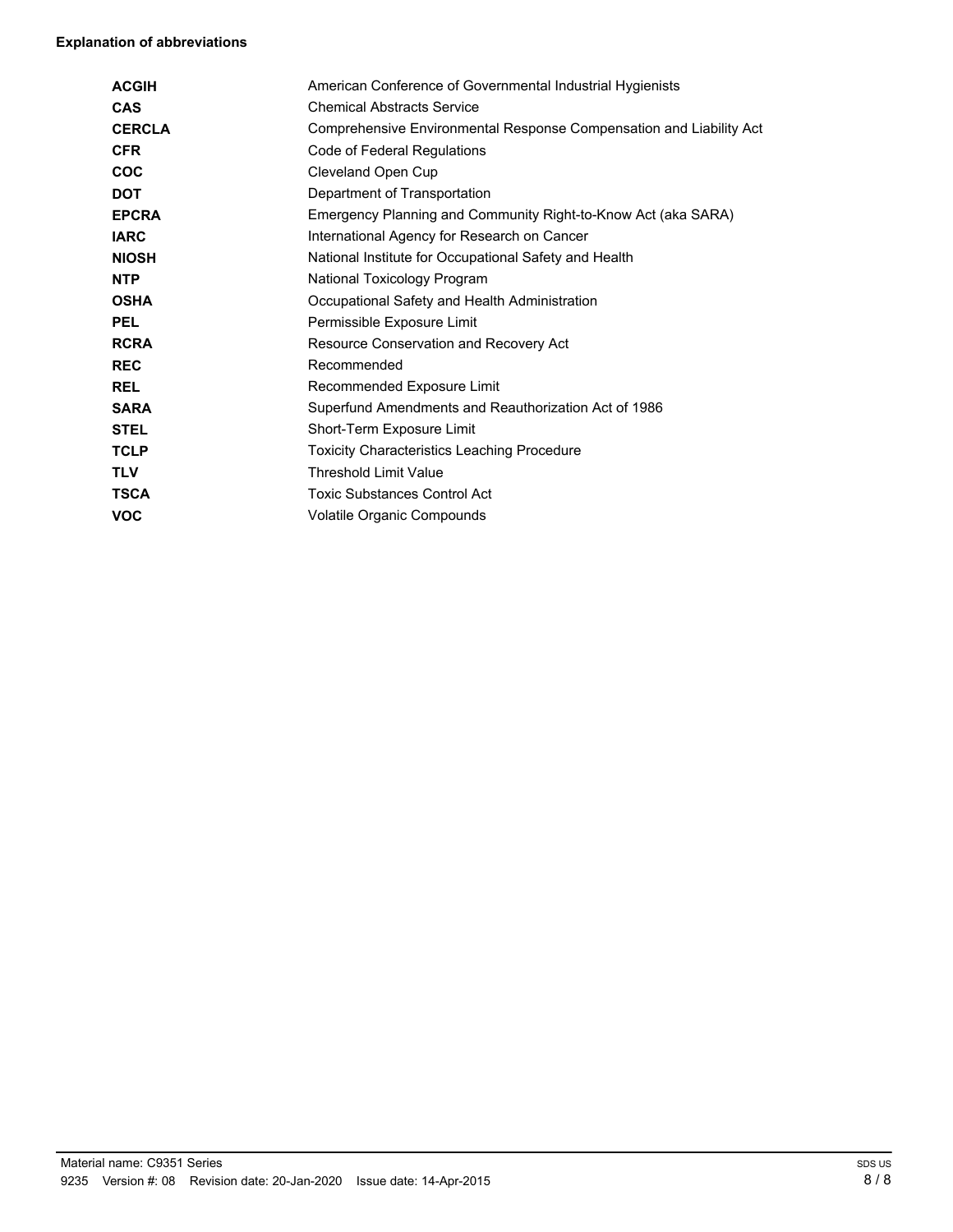**Explanation of abbreviations**

| | |
|---|---|
| **ACGIH** | American Conference of Governmental Industrial Hygienists |
| **CAS** | Chemical Abstracts Service |
| **CERCLA** | Comprehensive Environmental Response Compensation and Liability Act |
| **CFR** | Code of Federal Regulations |
| **COC** | Cleveland Open Cup |
| **DOT** | Department of Transportation |
| **EPCRA** | Emergency Planning and Community Right-to-Know Act (aka SARA) |
| **IARC** | International Agency for Research on Cancer |
| **NIOSH** | National Institute for Occupational Safety and Health |
| **NTP** | National Toxicology Program |
| **OSHA** | Occupational Safety and Health Administration |
| **PEL** | Permissible Exposure Limit |
| **RCRA** | Resource Conservation and Recovery Act |
| **REC** | Recommended |
| **REL** | Recommended Exposure Limit |
| **SARA** | Superfund Amendments and Reauthorization Act of 1986 |
| **STEL** | Short-Term Exposure Limit |
| **TCLP** | Toxicity Characteristics Leaching Procedure |
| **TLV** | Threshold Limit Value |
| **TSCA** | Toxic Substances Control Act |
| **VOC** | Volatile Organic Compounds |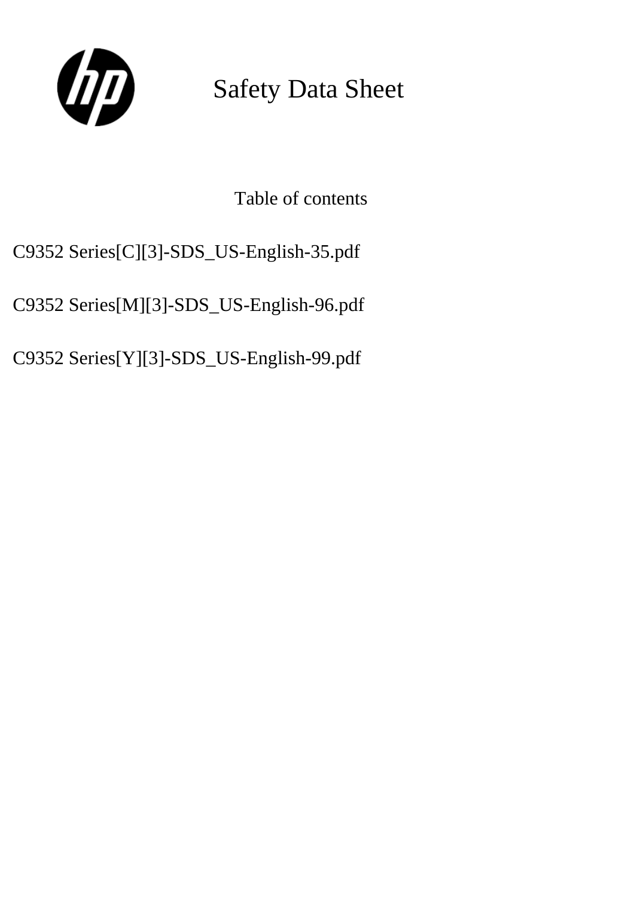# Safety Data Sheet

Table of contents

C9352 Series[C][3]-SDS_US-English-35.pdf

C9352 Series[M][3]-SDS_US-English-96.pdf

C9352 Series[Y][3]-SDS_US-English-99.pdf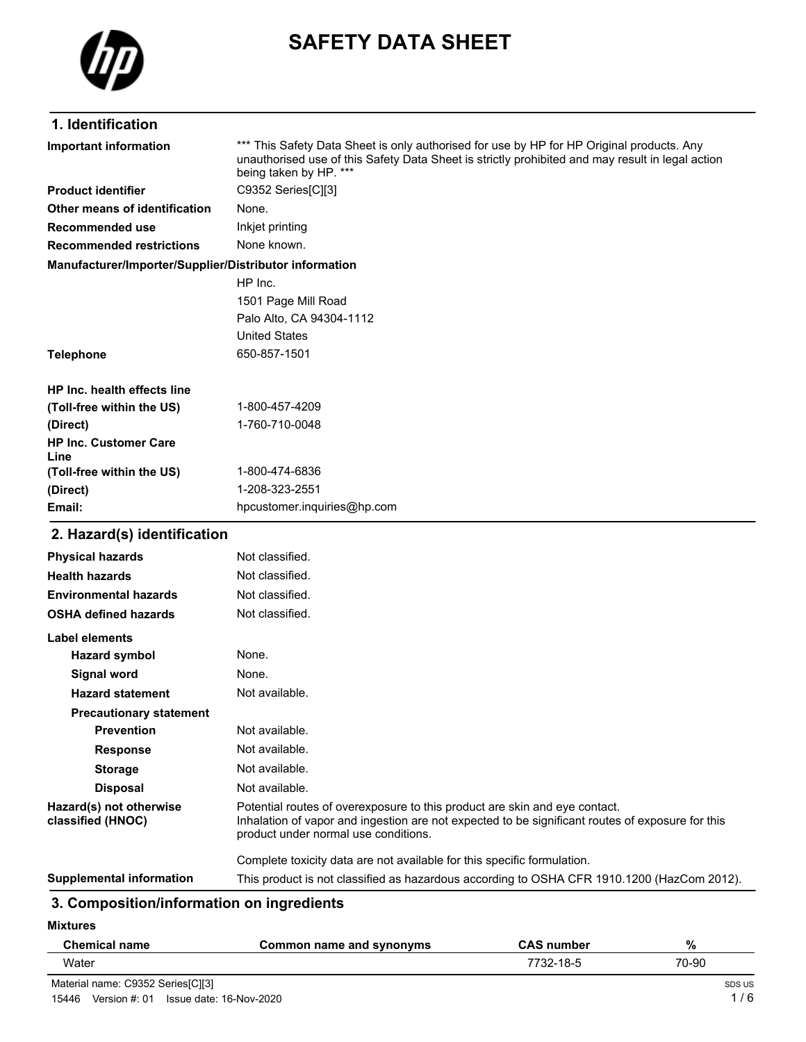# SAFETY DATA SHEET

## 1. Identification

| | |
|---|---|
| **Important information** | *** This Safety Data Sheet is only authorised for use by HP for HP Original products. Any unauthorised use of this Safety Data Sheet is strictly prohibited and may result in legal action being taken by HP. *** |
| **Product identifier** | C9352 Series[C][3] |
| **Other means of identification** | None. |
| **Recommended use** | Inkjet printing |
| **Recommended restrictions** | None known. |

**Manufacturer/Importer/Supplier/Distributor information**

HP Inc.
1501 Page Mill Road
Palo Alto, CA 94304-1112
United States

| | |
|---|---|
| **Telephone** | 650-857-1501 |
| **HP Inc. health effects line** | |
| **(Toll-free within the US)** | 1-800-457-4209 |
| **(Direct)** | 1-760-710-0048 |
| **HP Inc. Customer Care Line** | |
| **(Toll-free within the US)** | 1-800-474-6836 |
| **(Direct)** | 1-208-323-2551 |
| **Email:** | hpcustomer.inquiries@hp.com |

## 2. Hazard(s) identification

| | |
|---|---|
| **Physical hazards** | Not classified. |
| **Health hazards** | Not classified. |
| **Environmental hazards** | Not classified. |
| **OSHA defined hazards** | Not classified. |

**Label elements**

| | |
|---|---|
| **Hazard symbol** | None. |
| **Signal word** | None. |
| **Hazard statement** | Not available. |
| **Precautionary statement** | |
| **Prevention** | Not available. |
| **Response** | Not available. |
| **Storage** | Not available. |
| **Disposal** | Not available. |

**Hazard(s) not otherwise classified (HNOC)**

Potential routes of overexposure to this product are skin and eye contact.
Inhalation of vapor and ingestion are not expected to be significant routes of exposure for this product under normal use conditions.

Complete toxicity data are not available for this specific formulation.

**Supplemental information**

This product is not classified as hazardous according to OSHA CFR 1910.1200 (HazCom 2012).

## 3. Composition/information on ingredients

**Mixtures**

| Chemical name | Common name and synonyms | CAS number | % |
|---|---|---|---|
| Water | | 7732-18-5 | 70-90 |

Material name: C9352 Series[C][3]
15446 Version #: 01 Issue date: 16-Nov-2020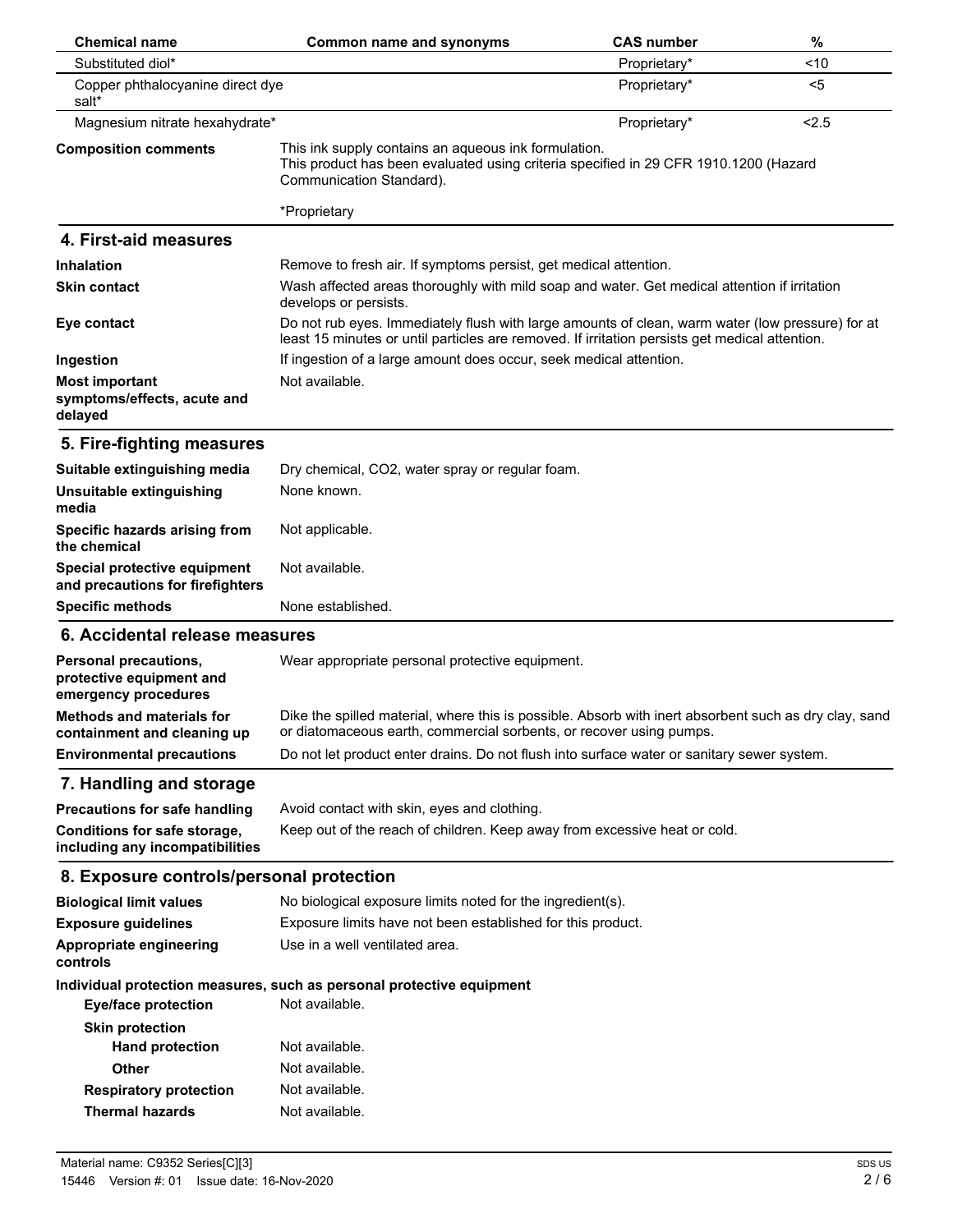| Chemical name | Common name and synonyms | CAS number | % |
| --- | --- | --- | --- |
| Substituted diol* | | Proprietary* | <10 |
| Copper phthalocyanine direct dye salt* | | Proprietary* | <5 |
| Magnesium nitrate hexahydrate* | | Proprietary* | <2.5 |

**Composition comments**

This ink supply contains an aqueous ink formulation.
This product has been evaluated using criteria specified in 29 CFR 1910.1200 (Hazard Communication Standard).

*Proprietary

## 4. First-aid measures

**Inhalation**
Remove to fresh air. If symptoms persist, get medical attention.

**Skin contact**
Wash affected areas thoroughly with mild soap and water. Get medical attention if irritation develops or persists.

**Eye contact**
Do not rub eyes. Immediately flush with large amounts of clean, warm water (low pressure) for at least 15 minutes or until particles are removed. If irritation persists get medical attention.

**Ingestion**
If ingestion of a large amount does occur, seek medical attention.

**Most important symptoms/effects, acute and delayed**
Not available.

## 5. Fire-fighting measures

**Suitable extinguishing media**
Dry chemical, CO2, water spray or regular foam.

**Unsuitable extinguishing media**
None known.

**Specific hazards arising from the chemical**
Not applicable.

**Special protective equipment and precautions for firefighters**
Not available.

**Specific methods**
None established.

## 6. Accidental release measures

**Personal precautions, protective equipment and emergency procedures**
Wear appropriate personal protective equipment.

**Methods and materials for containment and cleaning up**
Dike the spilled material, where this is possible. Absorb with inert absorbent such as dry clay, sand or diatomaceous earth, commercial sorbents, or recover using pumps.

**Environmental precautions**
Do not let product enter drains. Do not flush into surface water or sanitary sewer system.

## 7. Handling and storage

**Precautions for safe handling**
Avoid contact with skin, eyes and clothing.

**Conditions for safe storage, including any incompatibilities**
Keep out of the reach of children. Keep away from excessive heat or cold.

## 8. Exposure controls/personal protection

**Biological limit values**
No biological exposure limits noted for the ingredient(s).

**Exposure guidelines**
Exposure limits have not been established for this product.

**Appropriate engineering controls**
Use in a well ventilated area.

**Individual protection measures, such as personal protective equipment**

**Eye/face protection**
Not available.

**Skin protection**

**Hand protection**
Not available.

**Other**
Not available.

**Respiratory protection**
Not available.

**Thermal hazards**
Not available.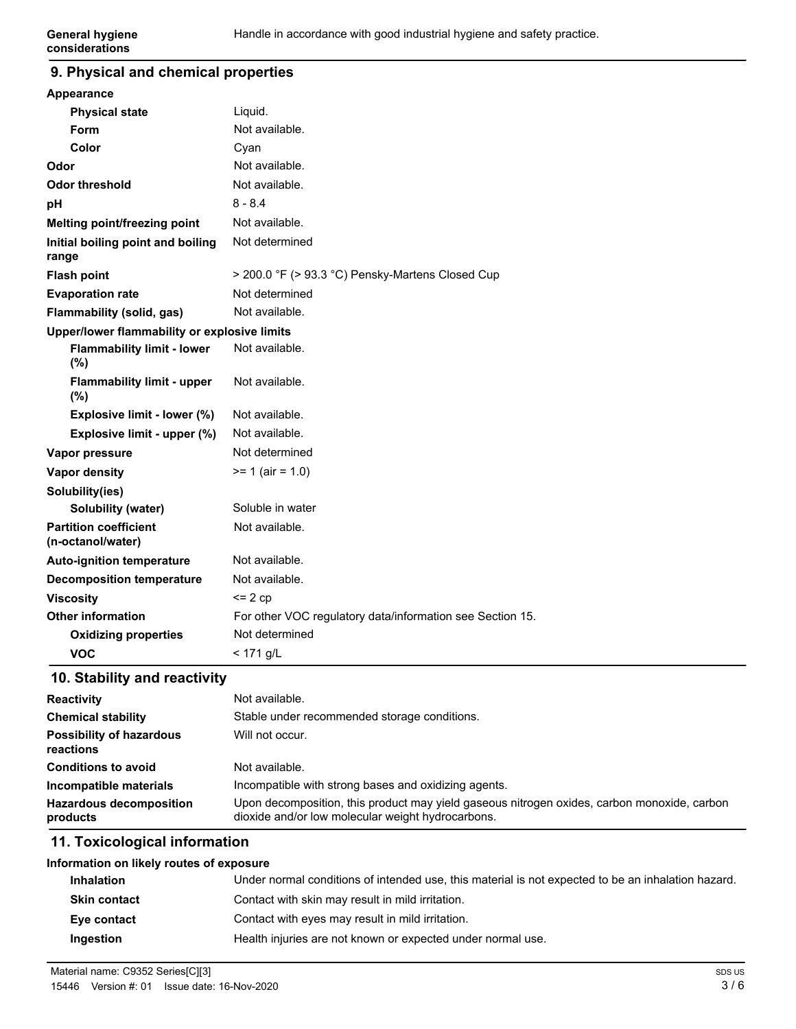| | |
|---|---|
| **General hygiene considerations** | Handle in accordance with good industrial hygiene and safety practice. |

## 9. Physical and chemical properties

| | |
|---|---|
| **Appearance** | |
| **Physical state** | Liquid. |
| **Form** | Not available. |
| **Color** | Cyan |
| **Odor** | Not available. |
| **Odor threshold** | Not available. |
| **pH** | 8 - 8.4 |
| **Melting point/freezing point** | Not available. |
| **Initial boiling point and boiling range** | Not determined |
| **Flash point** | > 200.0 °F (> 93.3 °C) Pensky-Martens Closed Cup |
| **Evaporation rate** | Not determined |
| **Flammability (solid, gas)** | Not available. |
| **Upper/lower flammability or explosive limits** | |
| **Flammability limit - lower (%)** | Not available. |
| **Flammability limit - upper (%)** | Not available. |
| **Explosive limit - lower (%)** | Not available. |
| **Explosive limit - upper (%)** | Not available. |
| **Vapor pressure** | Not determined |
| **Vapor density** | >= 1 (air = 1.0) |
| **Solubility(ies)** | |
| **Solubility (water)** | Soluble in water |
| **Partition coefficient (n-octanol/water)** | Not available. |
| **Auto-ignition temperature** | Not available. |
| **Decomposition temperature** | Not available. |
| **Viscosity** | <= 2 cp |
| **Other information** | For other VOC regulatory data/information see Section 15. |
| **Oxidizing properties** | Not determined |
| **VOC** | < 171 g/L |

## 10. Stability and reactivity

| | |
|---|---|
| **Reactivity** | Not available. |
| **Chemical stability** | Stable under recommended storage conditions. |
| **Possibility of hazardous reactions** | Will not occur. |
| **Conditions to avoid** | Not available. |
| **Incompatible materials** | Incompatible with strong bases and oxidizing agents. |
| **Hazardous decomposition products** | Upon decomposition, this product may yield gaseous nitrogen oxides, carbon monoxide, carbon dioxide and/or low molecular weight hydrocarbons. |

## 11. Toxicological information

| | |
|---|---|
| **Information on likely routes of exposure** | |
| **Inhalation** | Under normal conditions of intended use, this material is not expected to be an inhalation hazard. |
| **Skin contact** | Contact with skin may result in mild irritation. |
| **Eye contact** | Contact with eyes may result in mild irritation. |
| **Ingestion** | Health injuries are not known or expected under normal use. |

Material name: C9352 Series[C][3]

15446 Version #: 01 Issue date: 16-Nov-2020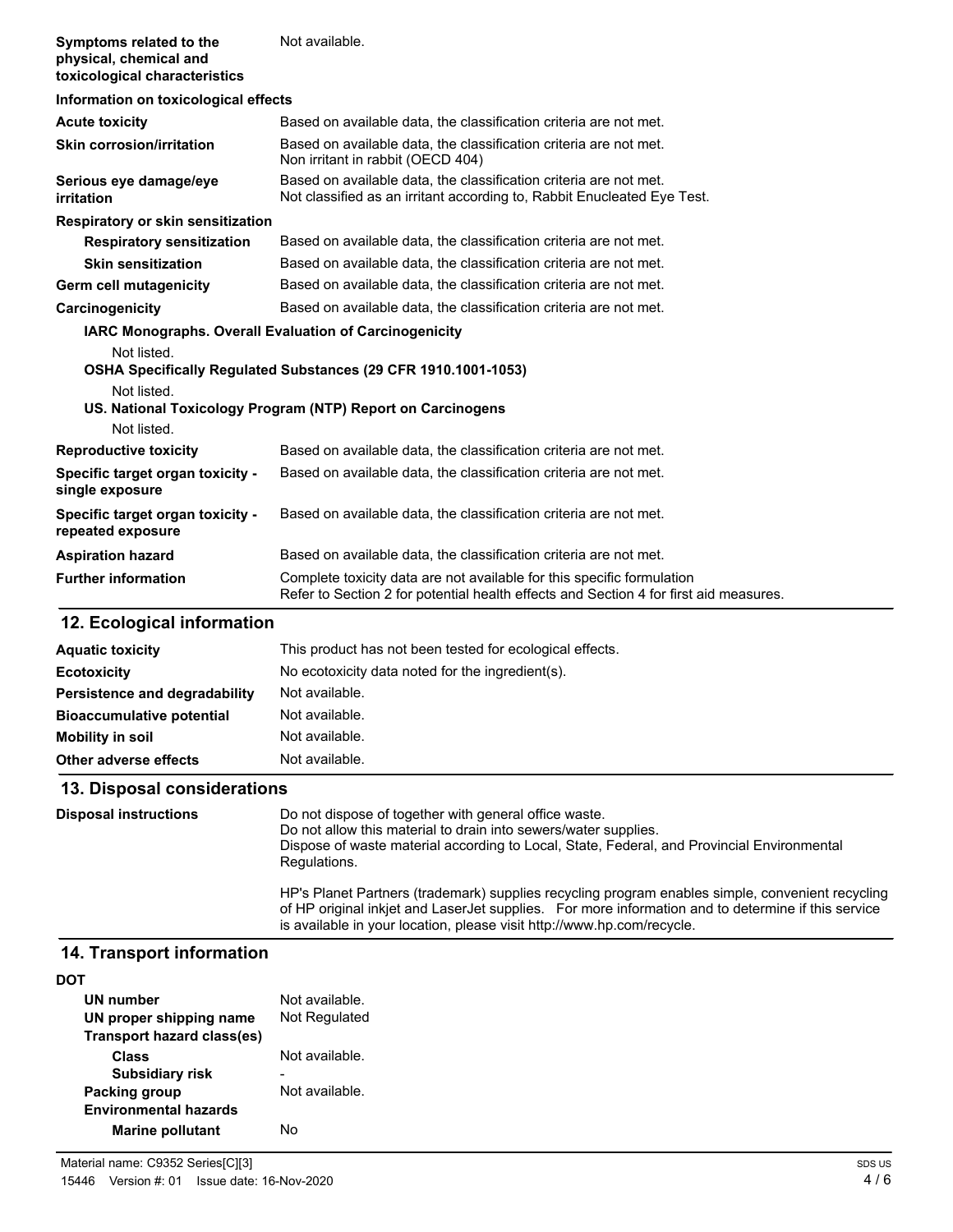| | |
|---|---|
| **Symptoms related to the physical, chemical and toxicological characteristics** | Not available. |

**Information on toxicological effects**

| | |
|---|---|
| **Acute toxicity** | Based on available data, the classification criteria are not met. |
| **Skin corrosion/irritation** | Based on available data, the classification criteria are not met.<br>Non irritant in rabbit (OECD 404) |
| **Serious eye damage/eye irritation** | Based on available data, the classification criteria are not met.<br>Not classified as an irritant according to, Rabbit Enucleated Eye Test. |

**Respiratory or skin sensitization**

| | |
|---|---|
| **Respiratory sensitization** | Based on available data, the classification criteria are not met. |
| **Skin sensitization** | Based on available data, the classification criteria are not met. |
| **Germ cell mutagenicity** | Based on available data, the classification criteria are not met. |
| **Carcinogenicity** | Based on available data, the classification criteria are not met. |

**IARC Monographs. Overall Evaluation of Carcinogenicity**

Not listed.

**OSHA Specifically Regulated Substances (29 CFR 1910.1001-1053)**

Not listed.

**US. National Toxicology Program (NTP) Report on Carcinogens**

Not listed.

| | |
|---|---|
| **Reproductive toxicity** | Based on available data, the classification criteria are not met. |
| **Specific target organ toxicity - single exposure** | Based on available data, the classification criteria are not met. |
| **Specific target organ toxicity - repeated exposure** | Based on available data, the classification criteria are not met. |
| **Aspiration hazard** | Based on available data, the classification criteria are not met. |
| **Further information** | Complete toxicity data are not available for this specific formulation<br>Refer to Section 2 for potential health effects and Section 4 for first aid measures. |

## 12. Ecological information

| | |
|---|---|
| **Aquatic toxicity** | This product has not been tested for ecological effects. |
| **Ecotoxicity** | No ecotoxicity data noted for the ingredient(s). |
| **Persistence and degradability** | Not available. |
| **Bioaccumulative potential** | Not available. |
| **Mobility in soil** | Not available. |
| **Other adverse effects** | Not available. |

## 13. Disposal considerations

**Disposal instructions**

Do not dispose of together with general office waste.
Do not allow this material to drain into sewers/water supplies.
Dispose of waste material according to Local, State, Federal, and Provincial Environmental Regulations.

HP's Planet Partners (trademark) supplies recycling program enables simple, convenient recycling of HP original inkjet and LaserJet supplies. For more information and to determine if this service is available in your location, please visit http://www.hp.com/recycle.

## 14. Transport information

**DOT**

| | |
|---|---|
| **UN number** | Not available. |
| **UN proper shipping name** | Not Regulated |
| **Transport hazard class(es)** | |
| **Class** | Not available. |
| **Subsidiary risk** | - |
| **Packing group** | Not available. |
| **Environmental hazards** | |
| **Marine pollutant** | No |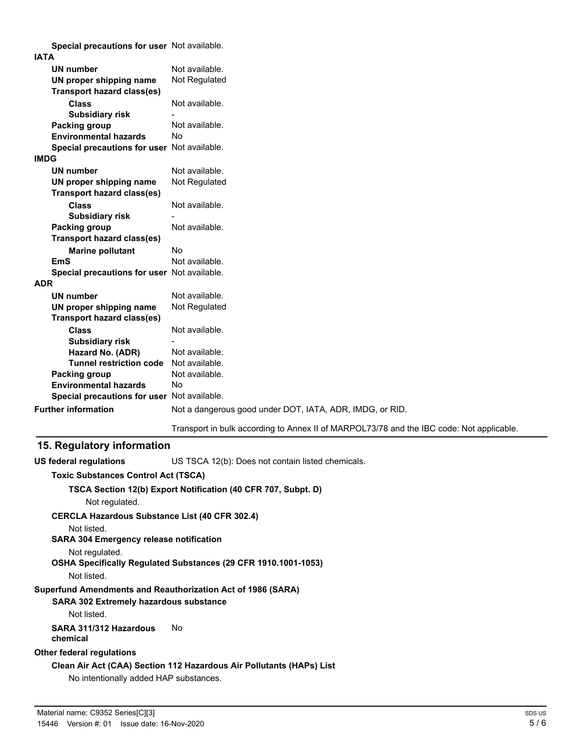| | |
|---|---|
| **Special precautions for user** | Not available. |
| **IATA** | |
| **UN number** | Not available. |
| **UN proper shipping name** | Not Regulated |
| **Transport hazard class(es)** | |
| **Class** | Not available. |
| **Subsidiary risk** | - |
| **Packing group** | Not available. |
| **Environmental hazards** | No |
| **Special precautions for user** | Not available. |
| **IMDG** | |
| **UN number** | Not available. |
| **UN proper shipping name** | Not Regulated |
| **Transport hazard class(es)** | |
| **Class** | Not available. |
| **Subsidiary risk** | - |
| **Packing group** | Not available. |
| **Transport hazard class(es)** | |
| **Marine pollutant** | No |
| **EmS** | Not available. |
| **Special precautions for user** | Not available. |
| **ADR** | |
| **UN number** | Not available. |
| **UN proper shipping name** | Not Regulated |
| **Transport hazard class(es)** | |
| **Class** | Not available. |
| **Subsidiary risk** | - |
| **Hazard No. (ADR)** | Not available. |
| **Tunnel restriction code** | Not available. |
| **Packing group** | Not available. |
| **Environmental hazards** | No |
| **Special precautions for user** | Not available. |
| **Further information** | Not a dangerous good under DOT, IATA, ADR, IMDG, or RID. |
| | Transport in bulk according to Annex II of MARPOL73/78 and the IBC code: Not applicable. |

## 15. Regulatory information

**US federal regulations** US TSCA 12(b): Does not contain listed chemicals.

**Toxic Substances Control Act (TSCA)**

**TSCA Section 12(b) Export Notification (40 CFR 707, Subpt. D)**

Not regulated.

**CERCLA Hazardous Substance List (40 CFR 302.4)**

Not listed.

**SARA 304 Emergency release notification**

Not regulated.

**OSHA Specifically Regulated Substances (29 CFR 1910.1001-1053)**

Not listed.

**Superfund Amendments and Reauthorization Act of 1986 (SARA)**

**SARA 302 Extremely hazardous substance**

Not listed.

**SARA 311/312 Hazardous chemical** No

**Other federal regulations**

**Clean Air Act (CAA) Section 112 Hazardous Air Pollutants (HAPs) List**

No intentionally added HAP substances.

Material name: C9352 Series[C][3]

15446 Version #: 01 Issue date: 16-Nov-2020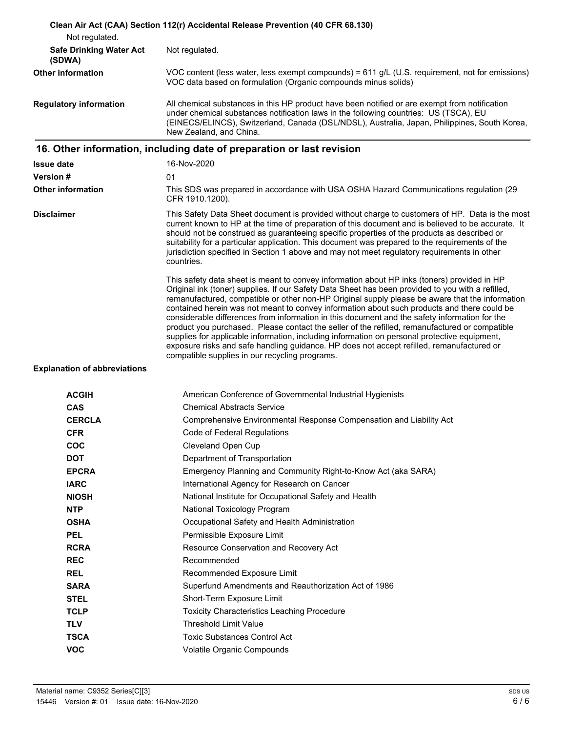**Clean Air Act (CAA) Section 112(r) Accidental Release Prevention (40 CFR 68.130)**

Not regulated.

| | |
|---|---|
| **Safe Drinking Water Act (SDWA)** | Not regulated. |
| **Other information** | VOC content (less water, less exempt compounds) = 611 g/L (U.S. requirement, not for emissions) VOC data based on formulation (Organic compounds minus solids) |
| **Regulatory information** | All chemical substances in this HP product have been notified or are exempt from notification under chemical substances notification laws in the following countries: US (TSCA), EU (EINECS/ELINCS), Switzerland, Canada (DSL/NDSL), Australia, Japan, Philippines, South Korea, New Zealand, and China. |

## 16. Other information, including date of preparation or last revision

| | |
|---|---|
| **Issue date** | 16-Nov-2020 |
| **Version #** | 01 |
| **Other information** | This SDS was prepared in accordance with USA OSHA Hazard Communications regulation (29 CFR 1910.1200). |
| **Disclaimer** | This Safety Data Sheet document is provided without charge to customers of HP. Data is the most current known to HP at the time of preparation of this document and is believed to be accurate. It should not be construed as guaranteeing specific properties of the products as described or suitability for a particular application. This document was prepared to the requirements of the jurisdiction specified in Section 1 above and may not meet regulatory requirements in other countries. |

This safety data sheet is meant to convey information about HP inks (toners) provided in HP Original ink (toner) supplies. If our Safety Data Sheet has been provided to you with a refilled, remanufactured, compatible or other non-HP Original supply please be aware that the information contained herein was not meant to convey information about such products and there could be considerable differences from information in this document and the safety information for the product you purchased. Please contact the seller of the refilled, remanufactured or compatible supplies for applicable information, including information on personal protective equipment, exposure risks and safe handling guidance. HP does not accept refilled, remanufactured or compatible supplies in our recycling programs.

**Explanation of abbreviations**

| | |
|---|---|
| **ACGIH** | American Conference of Governmental Industrial Hygienists |
| **CAS** | Chemical Abstracts Service |
| **CERCLA** | Comprehensive Environmental Response Compensation and Liability Act |
| **CFR** | Code of Federal Regulations |
| **COC** | Cleveland Open Cup |
| **DOT** | Department of Transportation |
| **EPCRA** | Emergency Planning and Community Right-to-Know Act (aka SARA) |
| **IARC** | International Agency for Research on Cancer |
| **NIOSH** | National Institute for Occupational Safety and Health |
| **NTP** | National Toxicology Program |
| **OSHA** | Occupational Safety and Health Administration |
| **PEL** | Permissible Exposure Limit |
| **RCRA** | Resource Conservation and Recovery Act |
| **REC** | Recommended |
| **REL** | Recommended Exposure Limit |
| **SARA** | Superfund Amendments and Reauthorization Act of 1986 |
| **STEL** | Short-Term Exposure Limit |
| **TCLP** | Toxicity Characteristics Leaching Procedure |
| **TLV** | Threshold Limit Value |
| **TSCA** | Toxic Substances Control Act |
| **VOC** | Volatile Organic Compounds |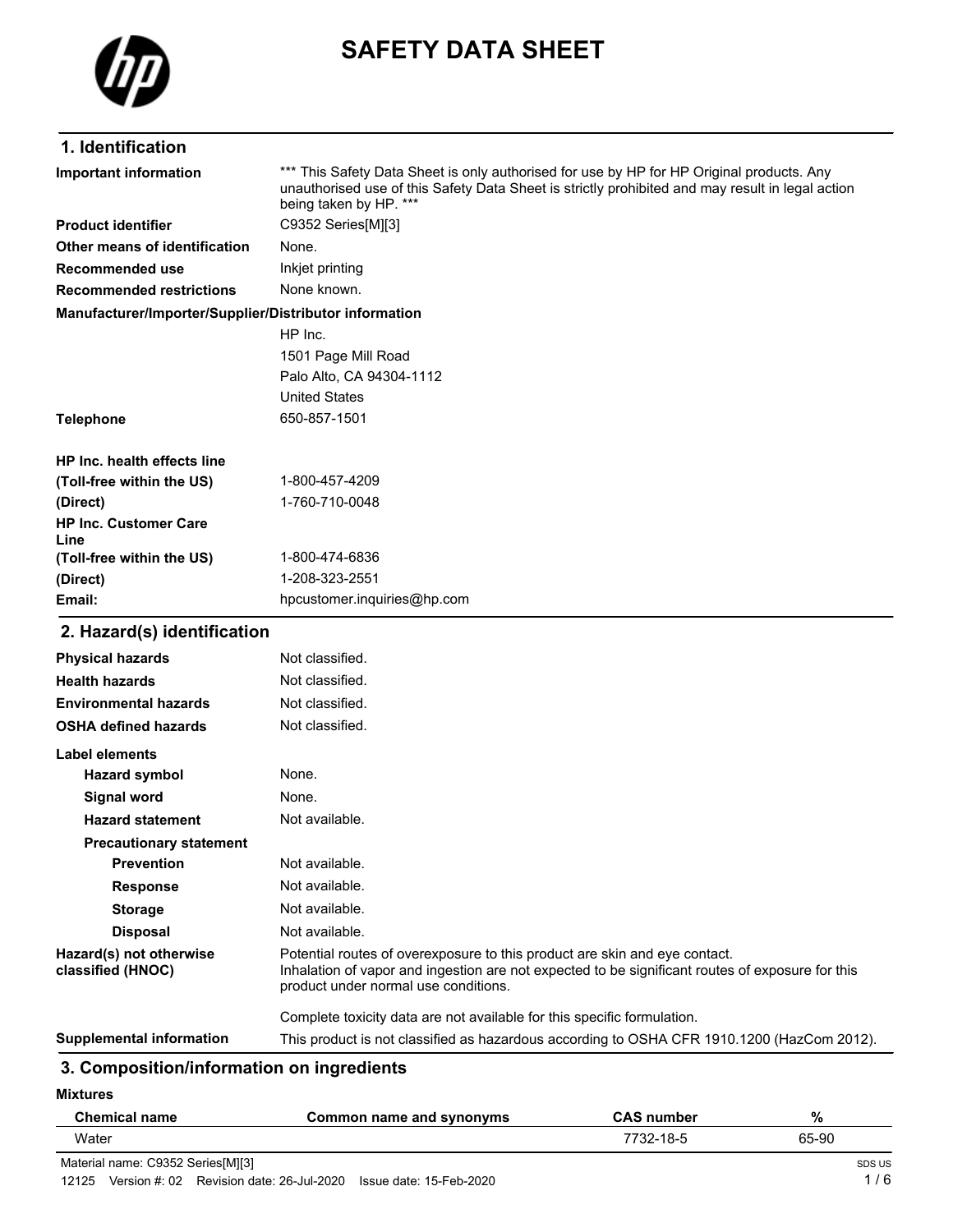# SAFETY DATA SHEET

## 1. Identification

| | |
|---|---|
| **Important information** | *** This Safety Data Sheet is only authorised for use by HP for HP Original products. Any unauthorised use of this Safety Data Sheet is strictly prohibited and may result in legal action being taken by HP. *** |
| **Product identifier** | C9352 Series[M][3] |
| **Other means of identification** | None. |
| **Recommended use** | Inkjet printing |
| **Recommended restrictions** | None known. |

**Manufacturer/Importer/Supplier/Distributor information**

HP Inc.
1501 Page Mill Road
Palo Alto, CA 94304-1112
United States

| | |
|---|---|
| **Telephone** | 650-857-1501 |
| **HP Inc. health effects line** | |
| **(Toll-free within the US)** | 1-800-457-4209 |
| **(Direct)** | 1-760-710-0048 |
| **HP Inc. Customer Care Line** | |
| **(Toll-free within the US)** | 1-800-474-6836 |
| **(Direct)** | 1-208-323-2551 |
| **Email:** | hpcustomer.inquiries@hp.com |

## 2. Hazard(s) identification

| | |
|---|---|
| **Physical hazards** | Not classified. |
| **Health hazards** | Not classified. |
| **Environmental hazards** | Not classified. |
| **OSHA defined hazards** | Not classified. |

**Label elements**

| | |
|---|---|
| **Hazard symbol** | None. |
| **Signal word** | None. |
| **Hazard statement** | Not available. |
| **Precautionary statement** | |
| **Prevention** | Not available. |
| **Response** | Not available. |
| **Storage** | Not available. |
| **Disposal** | Not available. |
| **Hazard(s) not otherwise classified (HNOC)** | Potential routes of overexposure to this product are skin and eye contact. Inhalation of vapor and ingestion are not expected to be significant routes of exposure for this product under normal use conditions.<br><br>Complete toxicity data are not available for this specific formulation. |
| **Supplemental information** | This product is not classified as hazardous according to OSHA CFR 1910.1200 (HazCom 2012). |

## 3. Composition/information on ingredients

**Mixtures**

| Chemical name | Common name and synonyms | CAS number | % |
|---|---|---|---|
| Water | | 7732-18-5 | 65-90 |

Material name: C9352 Series[M][3]

12125 Version #: 02 Revision date: 26-Jul-2020 Issue date: 15-Feb-2020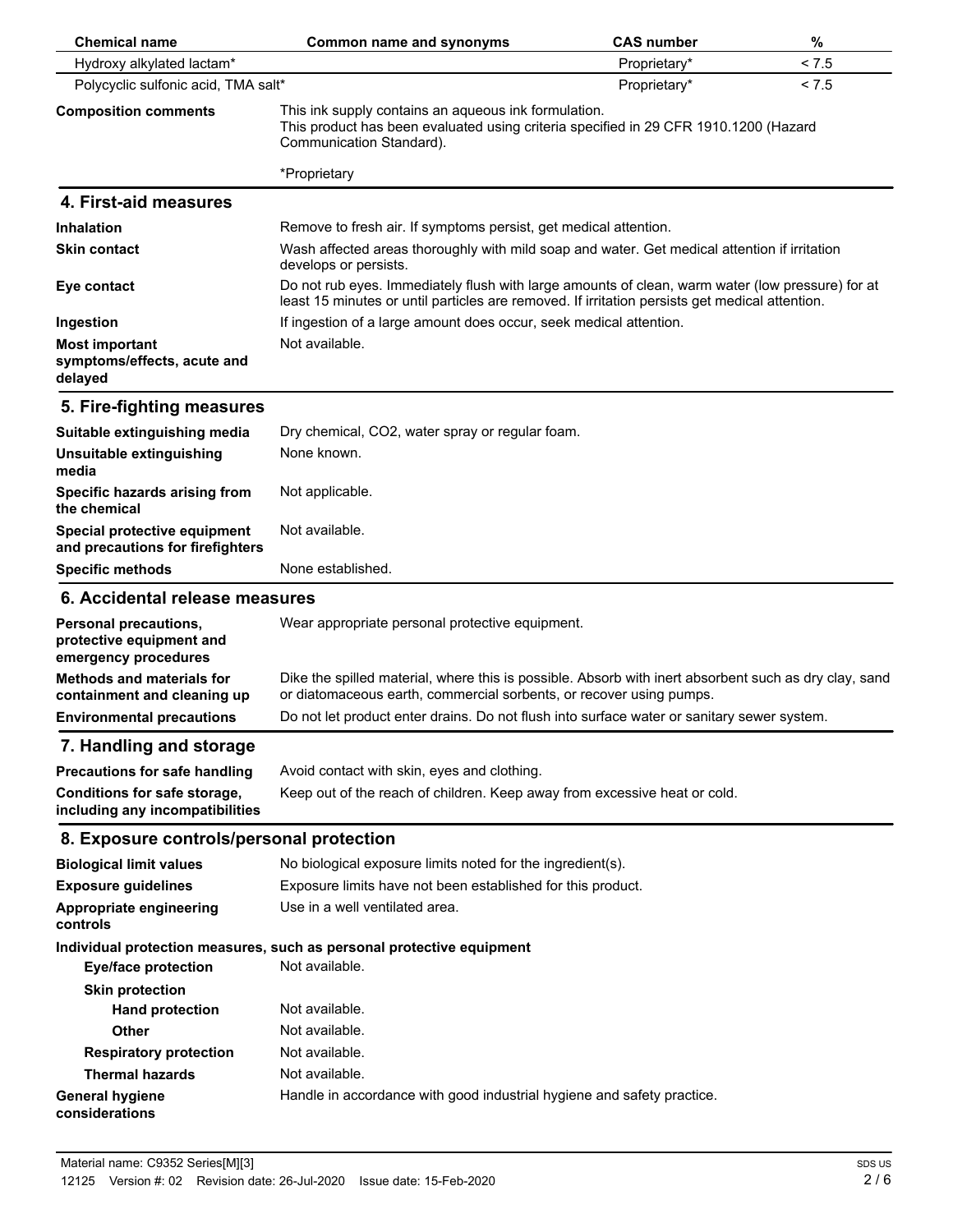| Chemical name | Common name and synonyms | CAS number | % |
| --- | --- | --- | --- |
| Hydroxy alkylated lactam* | | Proprietary* | < 7.5 |
| Polycyclic sulfonic acid, TMA salt* | | Proprietary* | < 7.5 |

**Composition comments** This ink supply contains an aqueous ink formulation.
This product has been evaluated using criteria specified in 29 CFR 1910.1200 (Hazard Communication Standard).

*Proprietary

## 4. First-aid measures

**Inhalation** Remove to fresh air. If symptoms persist, get medical attention.

**Skin contact** Wash affected areas thoroughly with mild soap and water. Get medical attention if irritation develops or persists.

**Eye contact** Do not rub eyes. Immediately flush with large amounts of clean, warm water (low pressure) for at least 15 minutes or until particles are removed. If irritation persists get medical attention.

**Ingestion** If ingestion of a large amount does occur, seek medical attention.

**Most important symptoms/effects, acute and delayed** Not available.

## 5. Fire-fighting measures

**Suitable extinguishing media** Dry chemical, CO2, water spray or regular foam.

**Unsuitable extinguishing media** None known.

**Specific hazards arising from the chemical** Not applicable.

**Special protective equipment and precautions for firefighters** Not available.

**Specific methods** None established.

## 6. Accidental release measures

**Personal precautions, protective equipment and emergency procedures** Wear appropriate personal protective equipment.

**Methods and materials for containment and cleaning up** Dike the spilled material, where this is possible. Absorb with inert absorbent such as dry clay, sand or diatomaceous earth, commercial sorbents, or recover using pumps.

**Environmental precautions** Do not let product enter drains. Do not flush into surface water or sanitary sewer system.

## 7. Handling and storage

**Precautions for safe handling** Avoid contact with skin, eyes and clothing.

**Conditions for safe storage, including any incompatibilities** Keep out of the reach of children. Keep away from excessive heat or cold.

## 8. Exposure controls/personal protection

**Biological limit values** No biological exposure limits noted for the ingredient(s).

**Exposure guidelines** Exposure limits have not been established for this product.

**Appropriate engineering controls** Use in a well ventilated area.

**Individual protection measures, such as personal protective equipment**

- **Eye/face protection** Not available.
- **Skin protection**
  - **Hand protection** Not available.
  - **Other** Not available.
- **Respiratory protection** Not available.
- **Thermal hazards** Not available.

**General hygiene considerations** Handle in accordance with good industrial hygiene and safety practice.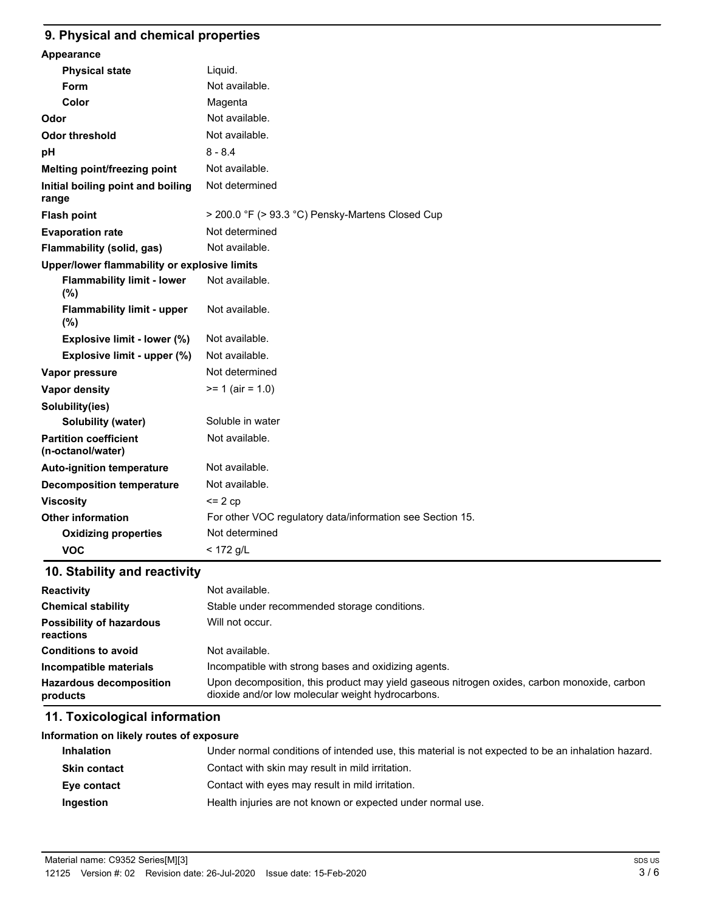## 9. Physical and chemical properties

| Property | Value |
|---|---|
| **Appearance** | |
| **Physical state** | Liquid. |
| **Form** | Not available. |
| **Color** | Magenta |
| **Odor** | Not available. |
| **Odor threshold** | Not available. |
| **pH** | 8 - 8.4 |
| **Melting point/freezing point** | Not available. |
| **Initial boiling point and boiling range** | Not determined |
| **Flash point** | > 200.0 °F (> 93.3 °C) Pensky-Martens Closed Cup |
| **Evaporation rate** | Not determined |
| **Flammability (solid, gas)** | Not available. |
| **Upper/lower flammability or explosive limits** | |
| **Flammability limit - lower (%)** | Not available. |
| **Flammability limit - upper (%)** | Not available. |
| **Explosive limit - lower (%)** | Not available. |
| **Explosive limit - upper (%)** | Not available. |
| **Vapor pressure** | Not determined |
| **Vapor density** | >= 1 (air = 1.0) |
| **Solubility(ies)** | |
| **Solubility (water)** | Soluble in water |
| **Partition coefficient (n-octanol/water)** | Not available. |
| **Auto-ignition temperature** | Not available. |
| **Decomposition temperature** | Not available. |
| **Viscosity** | <= 2 cp |
| **Other information** | For other VOC regulatory data/information see Section 15. |
| **Oxidizing properties** | Not determined |
| **VOC** | < 172 g/L |

## 10. Stability and reactivity

| | |
|---|---|
| **Reactivity** | Not available. |
| **Chemical stability** | Stable under recommended storage conditions. |
| **Possibility of hazardous reactions** | Will not occur. |
| **Conditions to avoid** | Not available. |
| **Incompatible materials** | Incompatible with strong bases and oxidizing agents. |
| **Hazardous decomposition products** | Upon decomposition, this product may yield gaseous nitrogen oxides, carbon monoxide, carbon dioxide and/or low molecular weight hydrocarbons. |

## 11. Toxicological information

**Information on likely routes of exposure**

| | |
|---|---|
| **Inhalation** | Under normal conditions of intended use, this material is not expected to be an inhalation hazard. |
| **Skin contact** | Contact with skin may result in mild irritation. |
| **Eye contact** | Contact with eyes may result in mild irritation. |
| **Ingestion** | Health injuries are not known or expected under normal use. |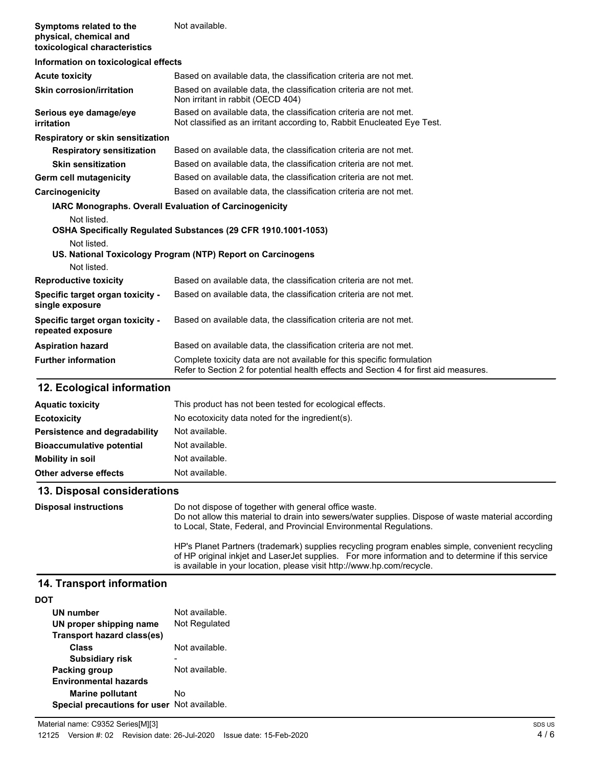| | |
|---|---|
| **Symptoms related to the physical, chemical and toxicological characteristics** | Not available. |

**Information on toxicological effects**

| | |
|---|---|
| **Acute toxicity** | Based on available data, the classification criteria are not met. |
| **Skin corrosion/irritation** | Based on available data, the classification criteria are not met.<br>Non irritant in rabbit (OECD 404) |
| **Serious eye damage/eye irritation** | Based on available data, the classification criteria are not met.<br>Not classified as an irritant according to, Rabbit Enucleated Eye Test. |

**Respiratory or skin sensitization**

| | |
|---|---|
| **Respiratory sensitization** | Based on available data, the classification criteria are not met. |
| **Skin sensitization** | Based on available data, the classification criteria are not met. |
| **Germ cell mutagenicity** | Based on available data, the classification criteria are not met. |
| **Carcinogenicity** | Based on available data, the classification criteria are not met. |

**IARC Monographs. Overall Evaluation of Carcinogenicity**

Not listed.

**OSHA Specifically Regulated Substances (29 CFR 1910.1001-1053)**

Not listed.

**US. National Toxicology Program (NTP) Report on Carcinogens**

Not listed.

| | |
|---|---|
| **Reproductive toxicity** | Based on available data, the classification criteria are not met. |
| **Specific target organ toxicity - single exposure** | Based on available data, the classification criteria are not met. |
| **Specific target organ toxicity - repeated exposure** | Based on available data, the classification criteria are not met. |
| **Aspiration hazard** | Based on available data, the classification criteria are not met. |
| **Further information** | Complete toxicity data are not available for this specific formulation<br>Refer to Section 2 for potential health effects and Section 4 for first aid measures. |

## 12. Ecological information

| | |
|---|---|
| **Aquatic toxicity** | This product has not been tested for ecological effects. |
| **Ecotoxicity** | No ecotoxicity data noted for the ingredient(s). |
| **Persistence and degradability** | Not available. |
| **Bioaccumulative potential** | Not available. |
| **Mobility in soil** | Not available. |
| **Other adverse effects** | Not available. |

## 13. Disposal considerations

**Disposal instructions**

Do not dispose of together with general office waste.
Do not allow this material to drain into sewers/water supplies. Dispose of waste material according to Local, State, Federal, and Provincial Environmental Regulations.

HP's Planet Partners (trademark) supplies recycling program enables simple, convenient recycling of HP original inkjet and LaserJet supplies. For more information and to determine if this service is available in your location, please visit http://www.hp.com/recycle.

## 14. Transport information

**DOT**

| | |
|---|---|
| **UN number** | Not available. |
| **UN proper shipping name** | Not Regulated |
| **Transport hazard class(es)** | |
| **Class** | Not available. |
| **Subsidiary risk** | - |
| **Packing group** | Not available. |
| **Environmental hazards** | |
| **Marine pollutant** | No |
| **Special precautions for user** | Not available. |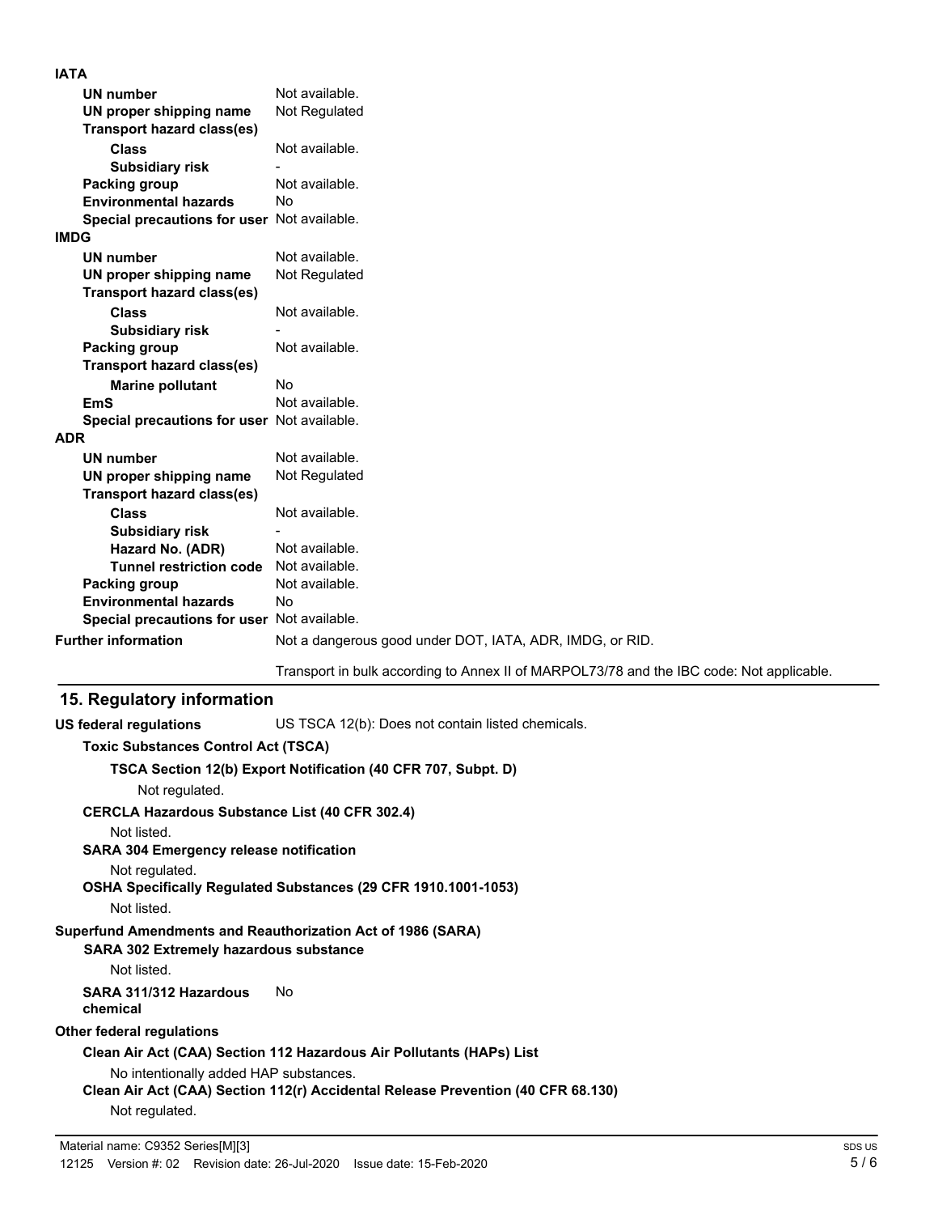**IATA**

| | |
|---|---|
| **UN number** | Not available. |
| **UN proper shipping name** | Not Regulated |
| **Transport hazard class(es)** | |
| **Class** | Not available. |
| **Subsidiary risk** | - |
| **Packing group** | Not available. |
| **Environmental hazards** | No |
| **Special precautions for user** | Not available. |

**IMDG**

| | |
|---|---|
| **UN number** | Not available. |
| **UN proper shipping name** | Not Regulated |
| **Transport hazard class(es)** | |
| **Class** | Not available. |
| **Subsidiary risk** | - |
| **Packing group** | Not available. |
| **Transport hazard class(es)** | |
| **Marine pollutant** | No |
| **EmS** | Not available. |
| **Special precautions for user** | Not available. |

**ADR**

| | |
|---|---|
| **UN number** | Not available. |
| **UN proper shipping name** | Not Regulated |
| **Transport hazard class(es)** | |
| **Class** | Not available. |
| **Subsidiary risk** | - |
| **Hazard No. (ADR)** | Not available. |
| **Tunnel restriction code** | Not available. |
| **Packing group** | Not available. |
| **Environmental hazards** | No |
| **Special precautions for user** | Not available. |

**Further information** Not a dangerous good under DOT, IATA, ADR, IMDG, or RID.

Transport in bulk according to Annex II of MARPOL73/78 and the IBC code: Not applicable.

## 15. Regulatory information

**US federal regulations** US TSCA 12(b): Does not contain listed chemicals.

**Toxic Substances Control Act (TSCA)**

**TSCA Section 12(b) Export Notification (40 CFR 707, Subpt. D)**

Not regulated.

**CERCLA Hazardous Substance List (40 CFR 302.4)**

Not listed.

**SARA 304 Emergency release notification**

Not regulated.

**OSHA Specifically Regulated Substances (29 CFR 1910.1001-1053)**

Not listed.

**Superfund Amendments and Reauthorization Act of 1986 (SARA)**

**SARA 302 Extremely hazardous substance**

Not listed.

**SARA 311/312 Hazardous chemical** No

**Other federal regulations**

**Clean Air Act (CAA) Section 112 Hazardous Air Pollutants (HAPs) List**

No intentionally added HAP substances.

**Clean Air Act (CAA) Section 112(r) Accidental Release Prevention (40 CFR 68.130)**

Not regulated.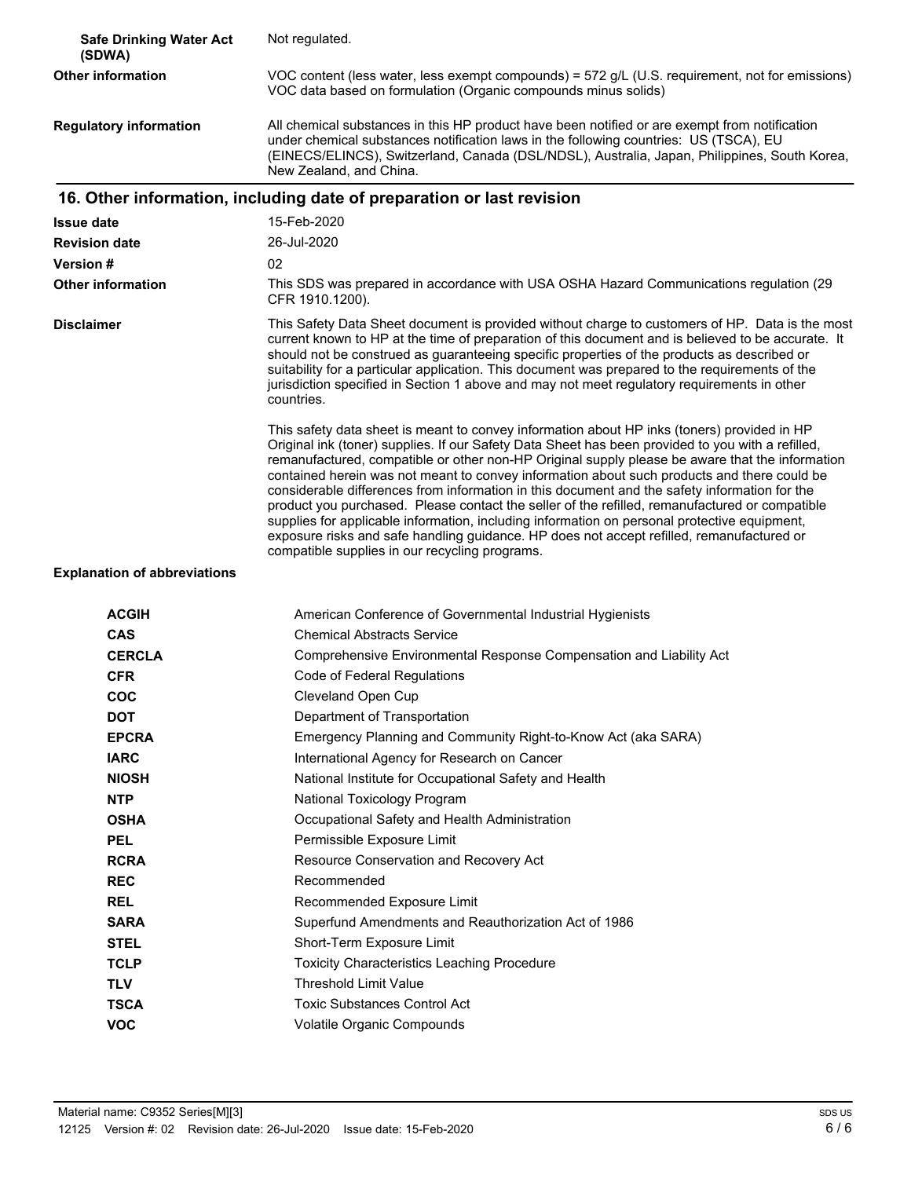| | |
|---|---|
| **Safe Drinking Water Act (SDWA)** | Not regulated. |
| **Other information** | VOC content (less water, less exempt compounds) = 572 g/L (U.S. requirement, not for emissions) VOC data based on formulation (Organic compounds minus solids) |
| **Regulatory information** | All chemical substances in this HP product have been notified or are exempt from notification under chemical substances notification laws in the following countries: US (TSCA), EU (EINECS/ELINCS), Switzerland, Canada (DSL/NDSL), Australia, Japan, Philippines, South Korea, New Zealand, and China. |

## 16. Other information, including date of preparation or last revision

| | |
|---|---|
| **Issue date** | 15-Feb-2020 |
| **Revision date** | 26-Jul-2020 |
| **Version #** | 02 |
| **Other information** | This SDS was prepared in accordance with USA OSHA Hazard Communications regulation (29 CFR 1910.1200). |

**Disclaimer**

This Safety Data Sheet document is provided without charge to customers of HP. Data is the most current known to HP at the time of preparation of this document and is believed to be accurate. It should not be construed as guaranteeing specific properties of the products as described or suitability for a particular application. This document was prepared to the requirements of the jurisdiction specified in Section 1 above and may not meet regulatory requirements in other countries.

This safety data sheet is meant to convey information about HP inks (toners) provided in HP Original ink (toner) supplies. If our Safety Data Sheet has been provided to you with a refilled, remanufactured, compatible or other non-HP Original supply please be aware that the information contained herein was not meant to convey information about such products and there could be considerable differences from information in this document and the safety information for the product you purchased. Please contact the seller of the refilled, remanufactured or compatible supplies for applicable information, including information on personal protective equipment, exposure risks and safe handling guidance. HP does not accept refilled, remanufactured or compatible supplies in our recycling programs.

**Explanation of abbreviations**

| | |
|---|---|
| **ACGIH** | American Conference of Governmental Industrial Hygienists |
| **CAS** | Chemical Abstracts Service |
| **CERCLA** | Comprehensive Environmental Response Compensation and Liability Act |
| **CFR** | Code of Federal Regulations |
| **COC** | Cleveland Open Cup |
| **DOT** | Department of Transportation |
| **EPCRA** | Emergency Planning and Community Right-to-Know Act (aka SARA) |
| **IARC** | International Agency for Research on Cancer |
| **NIOSH** | National Institute for Occupational Safety and Health |
| **NTP** | National Toxicology Program |
| **OSHA** | Occupational Safety and Health Administration |
| **PEL** | Permissible Exposure Limit |
| **RCRA** | Resource Conservation and Recovery Act |
| **REC** | Recommended |
| **REL** | Recommended Exposure Limit |
| **SARA** | Superfund Amendments and Reauthorization Act of 1986 |
| **STEL** | Short-Term Exposure Limit |
| **TCLP** | Toxicity Characteristics Leaching Procedure |
| **TLV** | Threshold Limit Value |
| **TSCA** | Toxic Substances Control Act |
| **VOC** | Volatile Organic Compounds |

Material name: C9352 Series[M][3]
12125 Version #: 02 Revision date: 26-Jul-2020 Issue date: 15-Feb-2020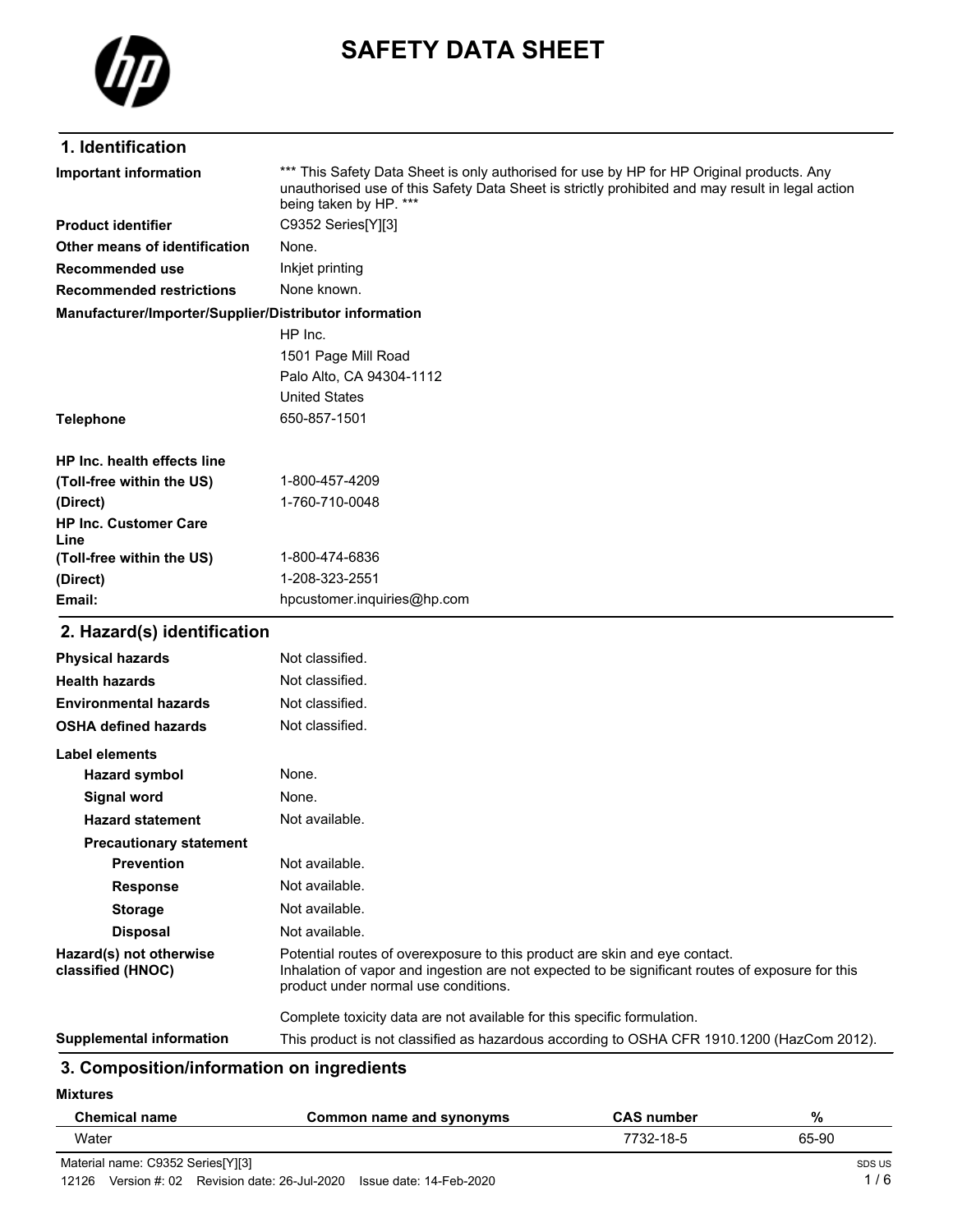# SAFETY DATA SHEET

## 1. Identification

| | |
|---|---|
| **Important information** | *** This Safety Data Sheet is only authorised for use by HP for HP Original products. Any unauthorised use of this Safety Data Sheet is strictly prohibited and may result in legal action being taken by HP. *** |
| **Product identifier** | C9352 Series[Y][3] |
| **Other means of identification** | None. |
| **Recommended use** | Inkjet printing |
| **Recommended restrictions** | None known. |

**Manufacturer/Importer/Supplier/Distributor information**

HP Inc.
1501 Page Mill Road
Palo Alto, CA 94304-1112
United States

| | |
|---|---|
| **Telephone** | 650-857-1501 |
| **HP Inc. health effects line** | |
| **(Toll-free within the US)** | 1-800-457-4209 |
| **(Direct)** | 1-760-710-0048 |
| **HP Inc. Customer Care Line** | |
| **(Toll-free within the US)** | 1-800-474-6836 |
| **(Direct)** | 1-208-323-2551 |
| **Email:** | hpcustomer.inquiries@hp.com |

## 2. Hazard(s) identification

| | |
|---|---|
| **Physical hazards** | Not classified. |
| **Health hazards** | Not classified. |
| **Environmental hazards** | Not classified. |
| **OSHA defined hazards** | Not classified. |

**Label elements**

| | |
|---|---|
| **Hazard symbol** | None. |
| **Signal word** | None. |
| **Hazard statement** | Not available. |
| **Precautionary statement** | |
| **Prevention** | Not available. |
| **Response** | Not available. |
| **Storage** | Not available. |
| **Disposal** | Not available. |
| **Hazard(s) not otherwise classified (HNOC)** | Potential routes of overexposure to this product are skin and eye contact. Inhalation of vapor and ingestion are not expected to be significant routes of exposure for this product under normal use conditions. Complete toxicity data are not available for this specific formulation. |
| **Supplemental information** | This product is not classified as hazardous according to OSHA CFR 1910.1200 (HazCom 2012). |

## 3. Composition/information on ingredients

**Mixtures**

| Chemical name | Common name and synonyms | CAS number | % |
|---|---|---|---|
| Water | | 7732-18-5 | 65-90 |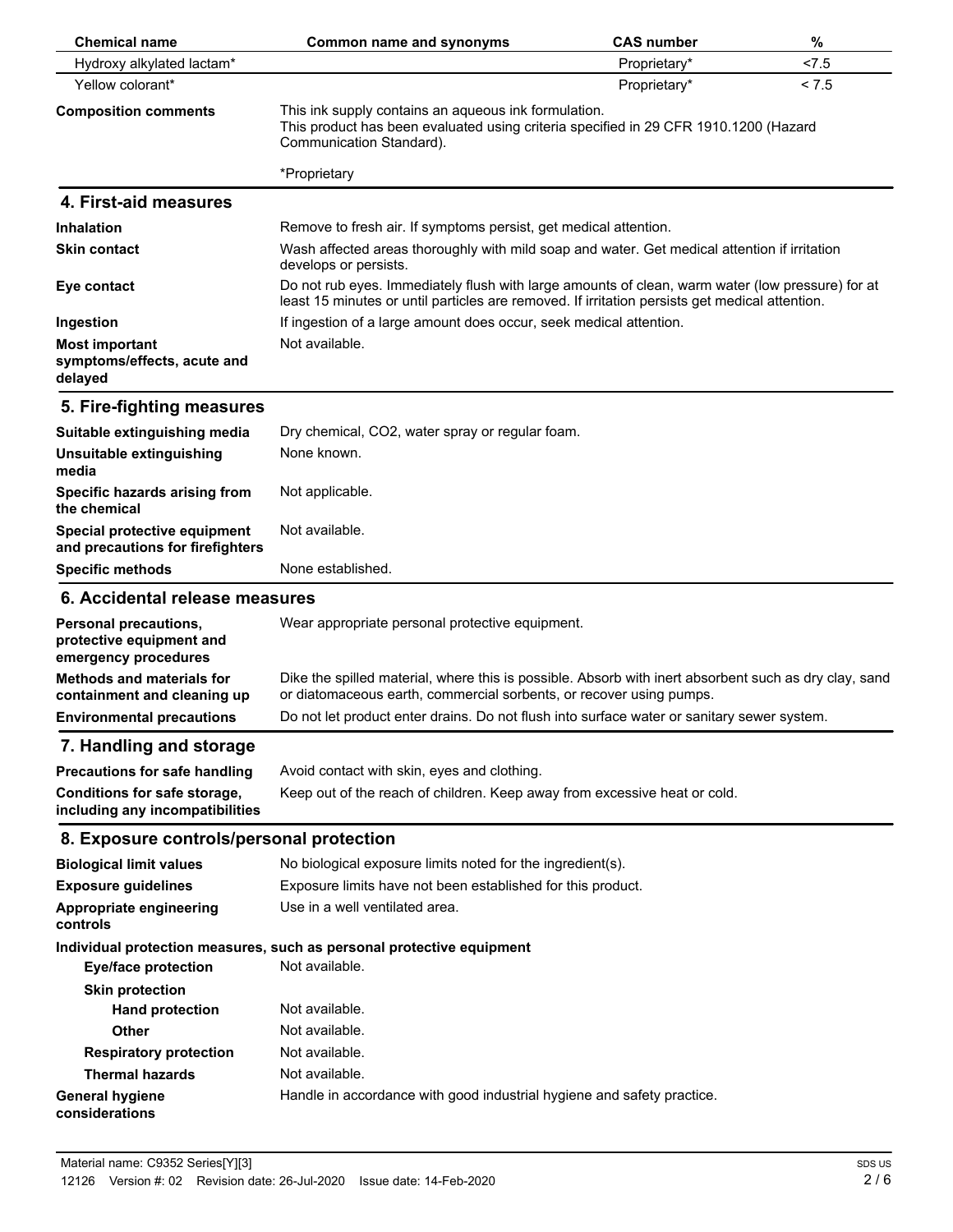| Chemical name | Common name and synonyms | CAS number | % |
|---|---|---|---|
| Hydroxy alkylated lactam* | | Proprietary* | <7.5 |
| Yellow colorant* | | Proprietary* | < 7.5 |

| | |
|---|---|
| **Composition comments** | This ink supply contains an aqueous ink formulation. This product has been evaluated using criteria specified in 29 CFR 1910.1200 (Hazard Communication Standard). *Proprietary |

## 4. First-aid measures

| | |
|---|---|
| **Inhalation** | Remove to fresh air. If symptoms persist, get medical attention. |
| **Skin contact** | Wash affected areas thoroughly with mild soap and water. Get medical attention if irritation develops or persists. |
| **Eye contact** | Do not rub eyes. Immediately flush with large amounts of clean, warm water (low pressure) for at least 15 minutes or until particles are removed. If irritation persists get medical attention. |
| **Ingestion** | If ingestion of a large amount does occur, seek medical attention. |
| **Most important symptoms/effects, acute and delayed** | Not available. |

## 5. Fire-fighting measures

| | |
|---|---|
| **Suitable extinguishing media** | Dry chemical, CO2, water spray or regular foam. |
| **Unsuitable extinguishing media** | None known. |
| **Specific hazards arising from the chemical** | Not applicable. |
| **Special protective equipment and precautions for firefighters** | Not available. |
| **Specific methods** | None established. |

## 6. Accidental release measures

| | |
|---|---|
| **Personal precautions, protective equipment and emergency procedures** | Wear appropriate personal protective equipment. |
| **Methods and materials for containment and cleaning up** | Dike the spilled material, where this is possible. Absorb with inert absorbent such as dry clay, sand or diatomaceous earth, commercial sorbents, or recover using pumps. |
| **Environmental precautions** | Do not let product enter drains. Do not flush into surface water or sanitary sewer system. |

## 7. Handling and storage

| | |
|---|---|
| **Precautions for safe handling** | Avoid contact with skin, eyes and clothing. |
| **Conditions for safe storage, including any incompatibilities** | Keep out of the reach of children. Keep away from excessive heat or cold. |

## 8. Exposure controls/personal protection

| | |
|---|---|
| **Biological limit values** | No biological exposure limits noted for the ingredient(s). |
| **Exposure guidelines** | Exposure limits have not been established for this product. |
| **Appropriate engineering controls** | Use in a well ventilated area. |

**Individual protection measures, such as personal protective equipment**

| | |
|---|---|
| **Eye/face protection** | Not available. |
| **Skin protection** | |
| **Hand protection** | Not available. |
| **Other** | Not available. |
| **Respiratory protection** | Not available. |
| **Thermal hazards** | Not available. |
| **General hygiene considerations** | Handle in accordance with good industrial hygiene and safety practice. |

Material name: C9352 Series[Y][3]
12126 Version #: 02 Revision date: 26-Jul-2020 Issue date: 14-Feb-2020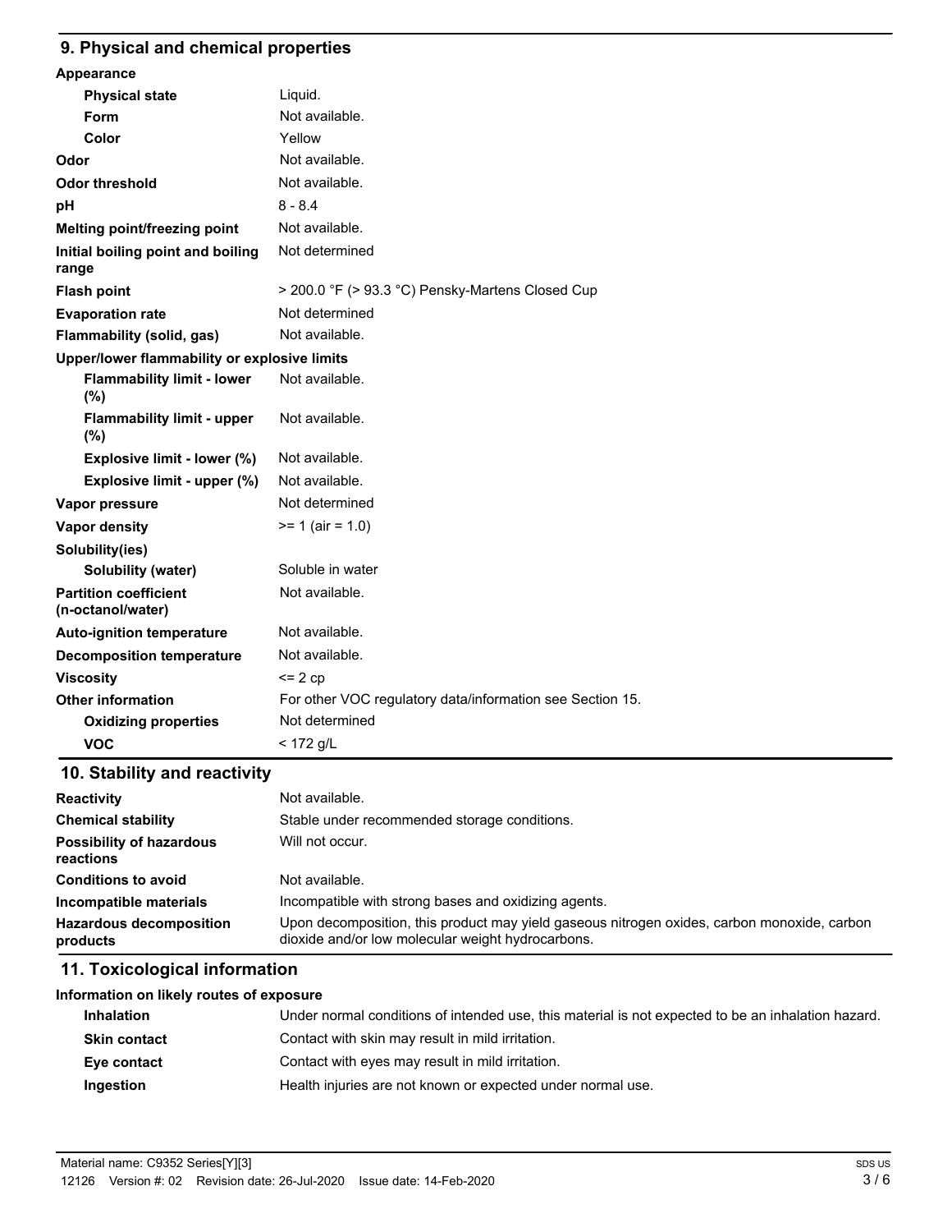## 9. Physical and chemical properties

| | |
|---|---|
| **Appearance** | |
| **Physical state** | Liquid. |
| **Form** | Not available. |
| **Color** | Yellow |
| **Odor** | Not available. |
| **Odor threshold** | Not available. |
| **pH** | 8 - 8.4 |
| **Melting point/freezing point** | Not available. |
| **Initial boiling point and boiling range** | Not determined |
| **Flash point** | > 200.0 °F (> 93.3 °C) Pensky-Martens Closed Cup |
| **Evaporation rate** | Not determined |
| **Flammability (solid, gas)** | Not available. |
| **Upper/lower flammability or explosive limits** | |
| **Flammability limit - lower (%)** | Not available. |
| **Flammability limit - upper (%)** | Not available. |
| **Explosive limit - lower (%)** | Not available. |
| **Explosive limit - upper (%)** | Not available. |
| **Vapor pressure** | Not determined |
| **Vapor density** | >= 1 (air = 1.0) |
| **Solubility(ies)** | |
| **Solubility (water)** | Soluble in water |
| **Partition coefficient (n-octanol/water)** | Not available. |
| **Auto-ignition temperature** | Not available. |
| **Decomposition temperature** | Not available. |
| **Viscosity** | <= 2 cp |
| **Other information** | For other VOC regulatory data/information see Section 15. |
| **Oxidizing properties** | Not determined |
| **VOC** | < 172 g/L |

## 10. Stability and reactivity

| | |
|---|---|
| **Reactivity** | Not available. |
| **Chemical stability** | Stable under recommended storage conditions. |
| **Possibility of hazardous reactions** | Will not occur. |
| **Conditions to avoid** | Not available. |
| **Incompatible materials** | Incompatible with strong bases and oxidizing agents. |
| **Hazardous decomposition products** | Upon decomposition, this product may yield gaseous nitrogen oxides, carbon monoxide, carbon dioxide and/or low molecular weight hydrocarbons. |

## 11. Toxicological information

**Information on likely routes of exposure**

| | |
|---|---|
| **Inhalation** | Under normal conditions of intended use, this material is not expected to be an inhalation hazard. |
| **Skin contact** | Contact with skin may result in mild irritation. |
| **Eye contact** | Contact with eyes may result in mild irritation. |
| **Ingestion** | Health injuries are not known or expected under normal use. |

Material name: C9352 Series[Y][3]

12126 Version #: 02 Revision date: 26-Jul-2020 Issue date: 14-Feb-2020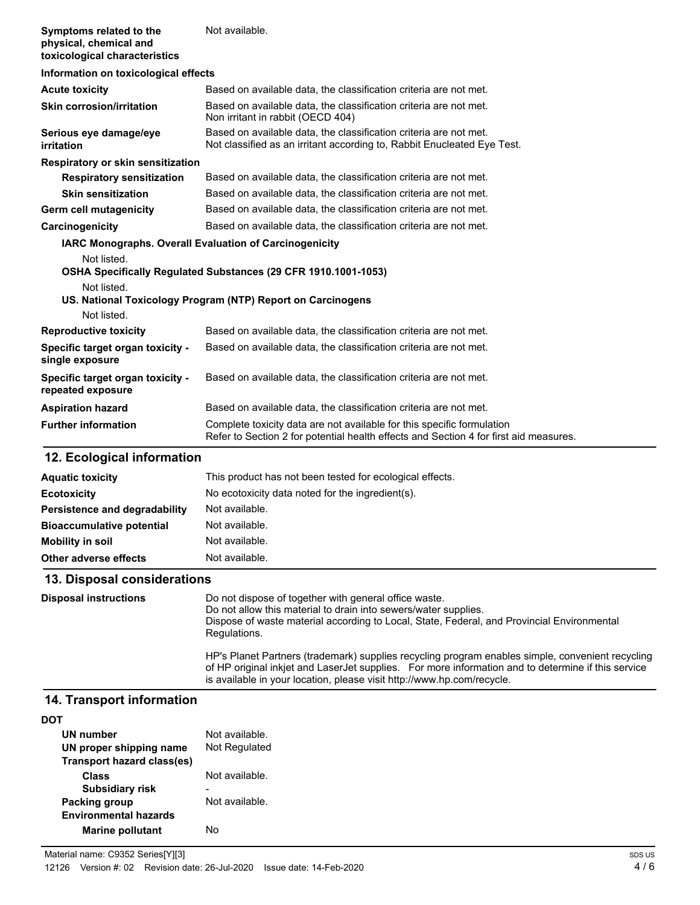**Symptoms related to the physical, chemical and toxicological characteristics** Not available.

**Information on toxicological effects**

| | |
|---|---|
| **Acute toxicity** | Based on available data, the classification criteria are not met. |
| **Skin corrosion/irritation** | Based on available data, the classification criteria are not met.<br>Non irritant in rabbit (OECD 404) |
| **Serious eye damage/eye irritation** | Based on available data, the classification criteria are not met.<br>Not classified as an irritant according to, Rabbit Enucleated Eye Test. |
| **Respiratory or skin sensitization** | |
| **Respiratory sensitization** | Based on available data, the classification criteria are not met. |
| **Skin sensitization** | Based on available data, the classification criteria are not met. |
| **Germ cell mutagenicity** | Based on available data, the classification criteria are not met. |
| **Carcinogenicity** | Based on available data, the classification criteria are not met. |

**IARC Monographs. Overall Evaluation of Carcinogenicity**

Not listed.

**OSHA Specifically Regulated Substances (29 CFR 1910.1001-1053)**

Not listed.

**US. National Toxicology Program (NTP) Report on Carcinogens**

Not listed.

| | |
|---|---|
| **Reproductive toxicity** | Based on available data, the classification criteria are not met. |
| **Specific target organ toxicity - single exposure** | Based on available data, the classification criteria are not met. |
| **Specific target organ toxicity - repeated exposure** | Based on available data, the classification criteria are not met. |
| **Aspiration hazard** | Based on available data, the classification criteria are not met. |
| **Further information** | Complete toxicity data are not available for this specific formulation<br>Refer to Section 2 for potential health effects and Section 4 for first aid measures. |

## 12. Ecological information

| | |
|---|---|
| **Aquatic toxicity** | This product has not been tested for ecological effects. |
| **Ecotoxicity** | No ecotoxicity data noted for the ingredient(s). |
| **Persistence and degradability** | Not available. |
| **Bioaccumulative potential** | Not available. |
| **Mobility in soil** | Not available. |
| **Other adverse effects** | Not available. |

## 13. Disposal considerations

**Disposal instructions**

Do not dispose of together with general office waste.
Do not allow this material to drain into sewers/water supplies.
Dispose of waste material according to Local, State, Federal, and Provincial Environmental Regulations.

HP's Planet Partners (trademark) supplies recycling program enables simple, convenient recycling of HP original inkjet and LaserJet supplies. For more information and to determine if this service is available in your location, please visit http://www.hp.com/recycle.

## 14. Transport information

**DOT**

| | |
|---|---|
| **UN number** | Not available. |
| **UN proper shipping name** | Not Regulated |
| **Transport hazard class(es)** | |
| **Class** | Not available. |
| **Subsidiary risk** | - |
| **Packing group** | Not available. |
| **Environmental hazards** | |
| **Marine pollutant** | No |

Material name: C9352 Series[Y][3]

12126 Version #: 02 Revision date: 26-Jul-2020 Issue date: 14-Feb-2020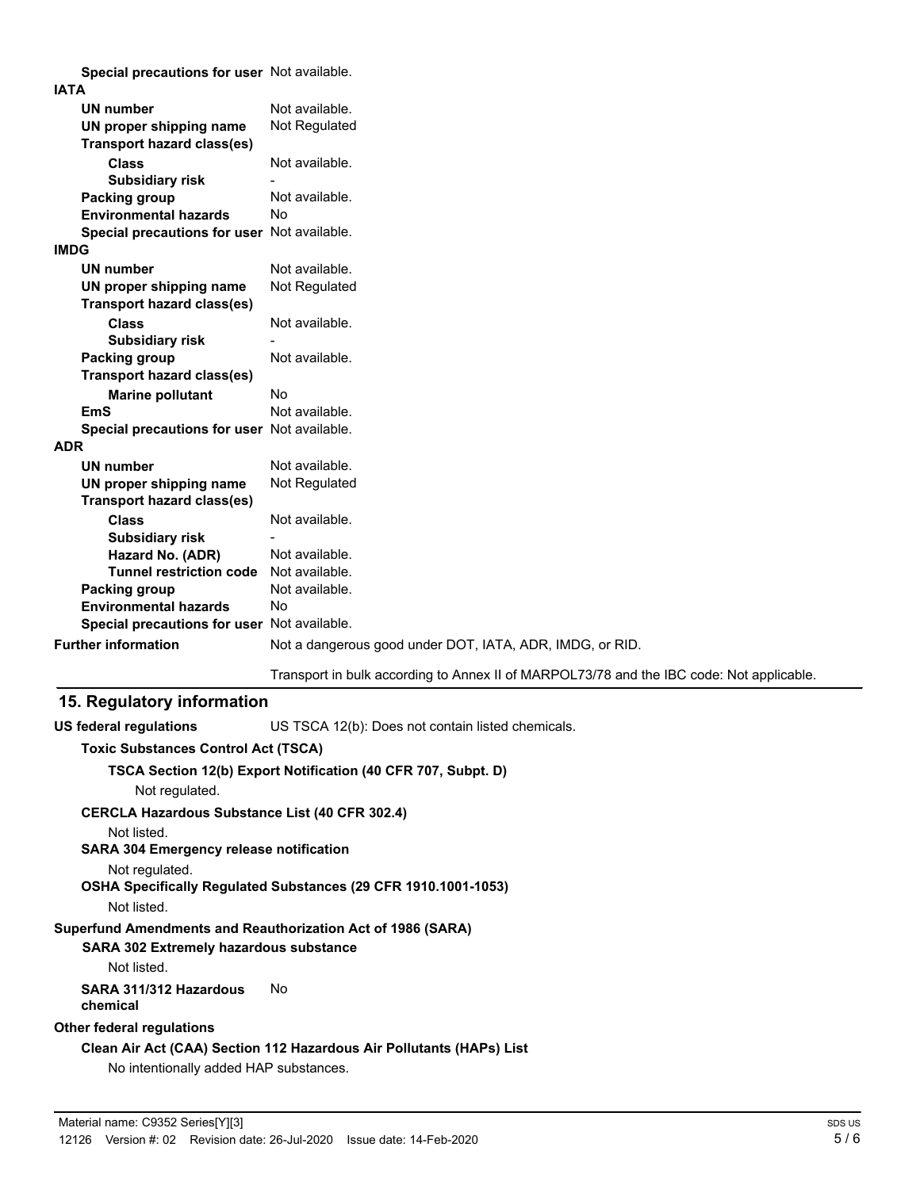**Special precautions for user** Not available.

**IATA**

| | |
|---|---|
| **UN number** | Not available. |
| **UN proper shipping name** | Not Regulated |
| **Transport hazard class(es)** | |
| **Class** | Not available. |
| **Subsidiary risk** | - |
| **Packing group** | Not available. |
| **Environmental hazards** | No |
| **Special precautions for user** | Not available. |

**IMDG**

| | |
|---|---|
| **UN number** | Not available. |
| **UN proper shipping name** | Not Regulated |
| **Transport hazard class(es)** | |
| **Class** | Not available. |
| **Subsidiary risk** | - |
| **Packing group** | Not available. |
| **Transport hazard class(es)** | |
| **Marine pollutant** | No |
| **EmS** | Not available. |
| **Special precautions for user** | Not available. |

**ADR**

| | |
|---|---|
| **UN number** | Not available. |
| **UN proper shipping name** | Not Regulated |
| **Transport hazard class(es)** | |
| **Class** | Not available. |
| **Subsidiary risk** | - |
| **Hazard No. (ADR)** | Not available. |
| **Tunnel restriction code** | Not available. |
| **Packing group** | Not available. |
| **Environmental hazards** | No |
| **Special precautions for user** | Not available. |

**Further information** Not a dangerous good under DOT, IATA, ADR, IMDG, or RID.

Transport in bulk according to Annex II of MARPOL73/78 and the IBC code: Not applicable.

## 15. Regulatory information

**US federal regulations** US TSCA 12(b): Does not contain listed chemicals.

**Toxic Substances Control Act (TSCA)**

**TSCA Section 12(b) Export Notification (40 CFR 707, Subpt. D)**

Not regulated.

**CERCLA Hazardous Substance List (40 CFR 302.4)**

Not listed.

**SARA 304 Emergency release notification**

Not regulated.

**OSHA Specifically Regulated Substances (29 CFR 1910.1001-1053)**

Not listed.

**Superfund Amendments and Reauthorization Act of 1986 (SARA)**

**SARA 302 Extremely hazardous substance**

Not listed.

**SARA 311/312 Hazardous chemical** No

**Other federal regulations**

**Clean Air Act (CAA) Section 112 Hazardous Air Pollutants (HAPs) List**

No intentionally added HAP substances.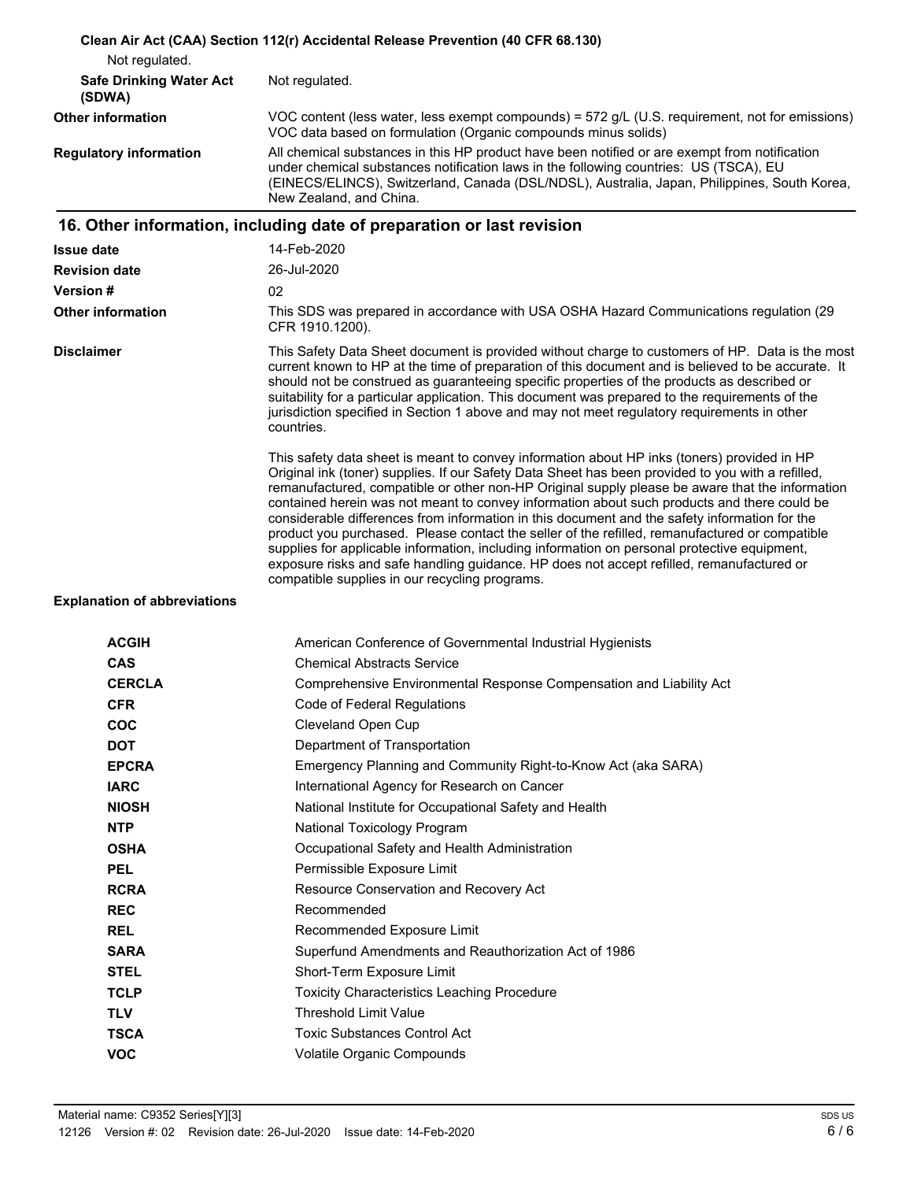**Clean Air Act (CAA) Section 112(r) Accidental Release Prevention (40 CFR 68.130)**

Not regulated.

| | |
|---|---|
| **Safe Drinking Water Act (SDWA)** | Not regulated. |
| **Other information** | VOC content (less water, less exempt compounds) = 572 g/L (U.S. requirement, not for emissions) VOC data based on formulation (Organic compounds minus solids) |
| **Regulatory information** | All chemical substances in this HP product have been notified or are exempt from notification under chemical substances notification laws in the following countries: US (TSCA), EU (EINECS/ELINCS), Switzerland, Canada (DSL/NDSL), Australia, Japan, Philippines, South Korea, New Zealand, and China. |

## 16. Other information, including date of preparation or last revision

| | |
|---|---|
| **Issue date** | 14-Feb-2020 |
| **Revision date** | 26-Jul-2020 |
| **Version #** | 02 |
| **Other information** | This SDS was prepared in accordance with USA OSHA Hazard Communications regulation (29 CFR 1910.1200). |
| **Disclaimer** | This Safety Data Sheet document is provided without charge to customers of HP. Data is the most current known to HP at the time of preparation of this document and is believed to be accurate. It should not be construed as guaranteeing specific properties of the products as described or suitability for a particular application. This document was prepared to the requirements of the jurisdiction specified in Section 1 above and may not meet regulatory requirements in other countries. |

This safety data sheet is meant to convey information about HP inks (toners) provided in HP Original ink (toner) supplies. If our Safety Data Sheet has been provided to you with a refilled, remanufactured, compatible or other non-HP Original supply please be aware that the information contained herein was not meant to convey information about such products and there could be considerable differences from information in this document and the safety information for the product you purchased. Please contact the seller of the refilled, remanufactured or compatible supplies for applicable information, including information on personal protective equipment, exposure risks and safe handling guidance. HP does not accept refilled, remanufactured or compatible supplies in our recycling programs.

**Explanation of abbreviations**

| | |
|---|---|
| **ACGIH** | American Conference of Governmental Industrial Hygienists |
| **CAS** | Chemical Abstracts Service |
| **CERCLA** | Comprehensive Environmental Response Compensation and Liability Act |
| **CFR** | Code of Federal Regulations |
| **COC** | Cleveland Open Cup |
| **DOT** | Department of Transportation |
| **EPCRA** | Emergency Planning and Community Right-to-Know Act (aka SARA) |
| **IARC** | International Agency for Research on Cancer |
| **NIOSH** | National Institute for Occupational Safety and Health |
| **NTP** | National Toxicology Program |
| **OSHA** | Occupational Safety and Health Administration |
| **PEL** | Permissible Exposure Limit |
| **RCRA** | Resource Conservation and Recovery Act |
| **REC** | Recommended |
| **REL** | Recommended Exposure Limit |
| **SARA** | Superfund Amendments and Reauthorization Act of 1986 |
| **STEL** | Short-Term Exposure Limit |
| **TCLP** | Toxicity Characteristics Leaching Procedure |
| **TLV** | Threshold Limit Value |
| **TSCA** | Toxic Substances Control Act |
| **VOC** | Volatile Organic Compounds |